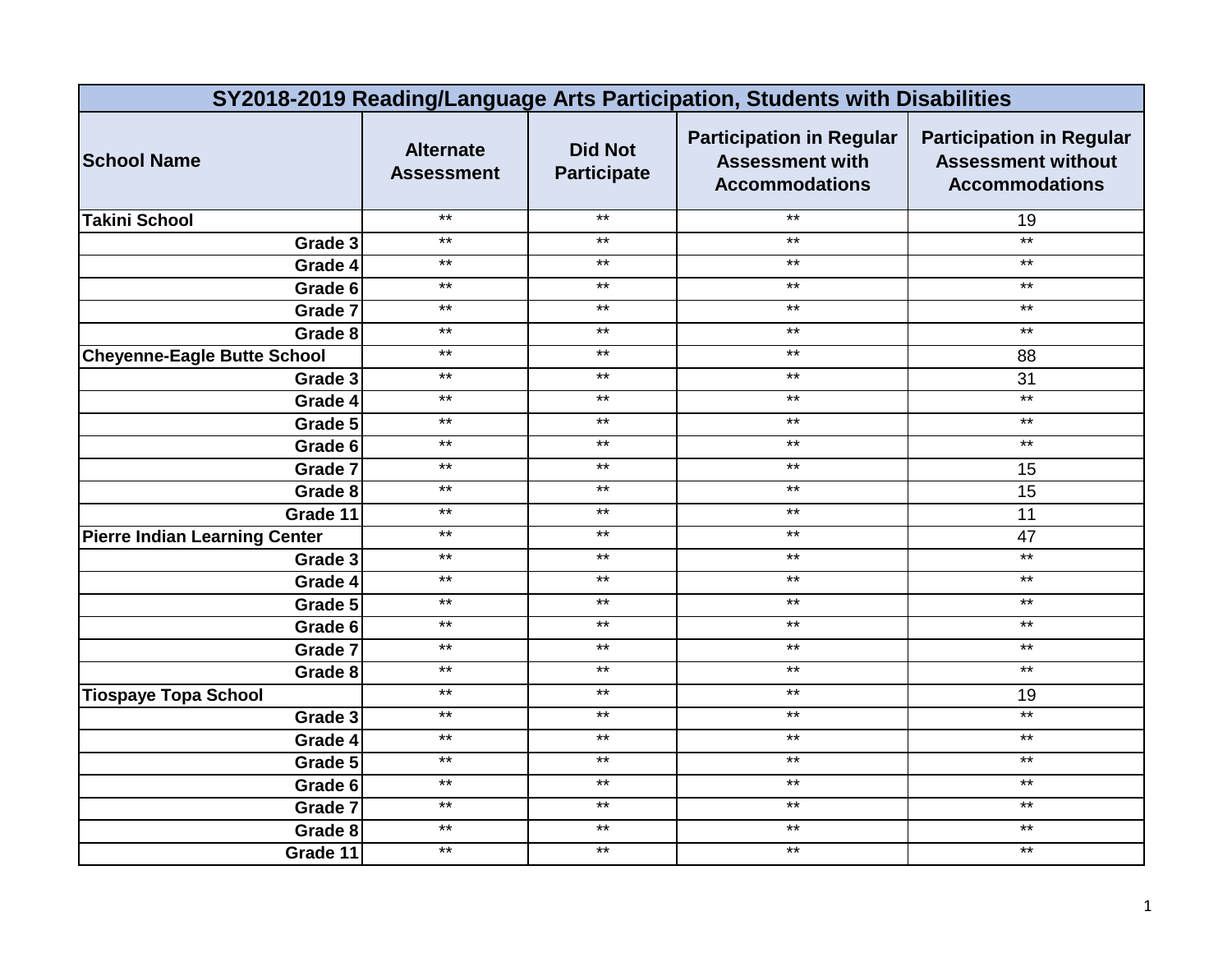| SY2018-2019 Reading/Language Arts Participation, Students with Disabilities | | | | |
|---|---|---|---|---|
| **School Name** | **Alternate Assessment** | **Did Not Participate** | **Participation in Regular Assessment with Accommodations** | **Participation in Regular Assessment without Accommodations** |
| **Takini School** | ** | ** | ** | 19 |
| **Grade 3** | ** | ** | ** | ** |
| **Grade 4** | ** | ** | ** | ** |
| **Grade 6** | ** | ** | ** | ** |
| **Grade 7** | ** | ** | ** | ** |
| **Grade 8** | ** | ** | ** | ** |
| **Cheyenne-Eagle Butte School** | ** | ** | ** | 88 |
| **Grade 3** | ** | ** | ** | 31 |
| **Grade 4** | ** | ** | ** | ** |
| **Grade 5** | ** | ** | ** | ** |
| **Grade 6** | ** | ** | ** | ** |
| **Grade 7** | ** | ** | ** | 15 |
| **Grade 8** | ** | ** | ** | 15 |
| **Grade 11** | ** | ** | ** | 11 |
| **Pierre Indian Learning Center** | ** | ** | ** | 47 |
| **Grade 3** | ** | ** | ** | ** |
| **Grade 4** | ** | ** | ** | ** |
| **Grade 5** | ** | ** | ** | ** |
| **Grade 6** | ** | ** | ** | ** |
| **Grade 7** | ** | ** | ** | ** |
| **Grade 8** | ** | ** | ** | ** |
| **Tiospaye Topa School** | ** | ** | ** | 19 |
| **Grade 3** | ** | ** | ** | ** |
| **Grade 4** | ** | ** | ** | ** |
| **Grade 5** | ** | ** | ** | ** |
| **Grade 6** | ** | ** | ** | ** |
| **Grade 7** | ** | ** | ** | ** |
| **Grade 8** | ** | ** | ** | ** |
| **Grade 11** | ** | ** | ** | ** |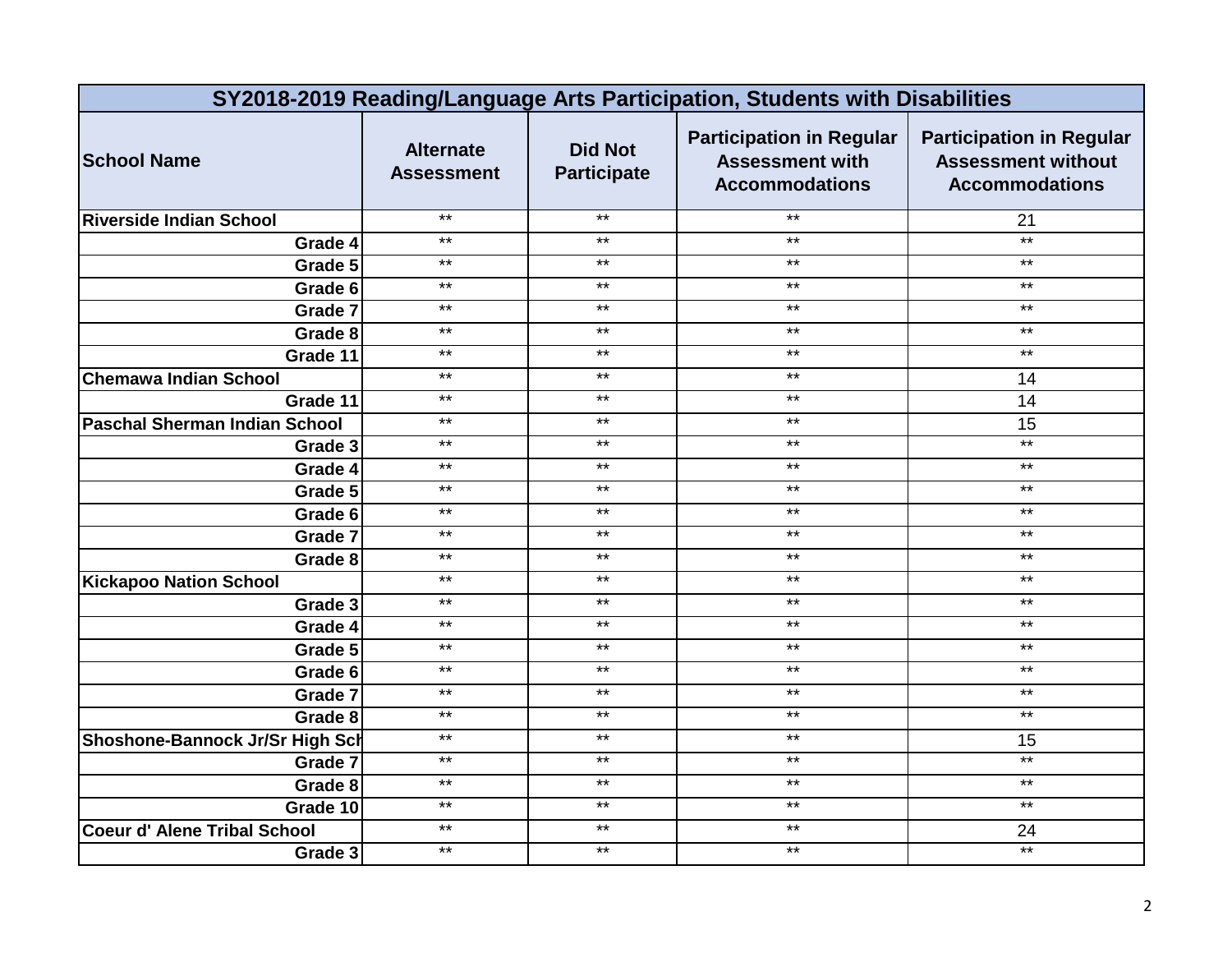| SY2018-2019 Reading/Language Arts Participation, Students with Disabilities | | | | |
|---|---|---|---|---|
| **School Name** | **Alternate Assessment** | **Did Not Participate** | **Participation in Regular Assessment with Accommodations** | **Participation in Regular Assessment without Accommodations** |
| **Riverside Indian School** | ** | ** | ** | 21 |
| Grade 4 | ** | ** | ** | ** |
| Grade 5 | ** | ** | ** | ** |
| Grade 6 | ** | ** | ** | ** |
| Grade 7 | ** | ** | ** | ** |
| Grade 8 | ** | ** | ** | ** |
| Grade 11 | ** | ** | ** | ** |
| **Chemawa Indian School** | ** | ** | ** | 14 |
| Grade 11 | ** | ** | ** | 14 |
| **Paschal Sherman Indian School** | ** | ** | ** | 15 |
| Grade 3 | ** | ** | ** | ** |
| Grade 4 | ** | ** | ** | ** |
| Grade 5 | ** | ** | ** | ** |
| Grade 6 | ** | ** | ** | ** |
| Grade 7 | ** | ** | ** | ** |
| Grade 8 | ** | ** | ** | ** |
| **Kickapoo Nation School** | ** | ** | ** | ** |
| Grade 3 | ** | ** | ** | ** |
| Grade 4 | ** | ** | ** | ** |
| Grade 5 | ** | ** | ** | ** |
| Grade 6 | ** | ** | ** | ** |
| Grade 7 | ** | ** | ** | ** |
| Grade 8 | ** | ** | ** | ** |
| **Shoshone-Bannock Jr/Sr High Sch** | ** | ** | ** | 15 |
| Grade 7 | ** | ** | ** | ** |
| Grade 8 | ** | ** | ** | ** |
| Grade 10 | ** | ** | ** | ** |
| **Coeur d' Alene Tribal School** | ** | ** | ** | 24 |
| Grade 3 | ** | ** | ** | ** |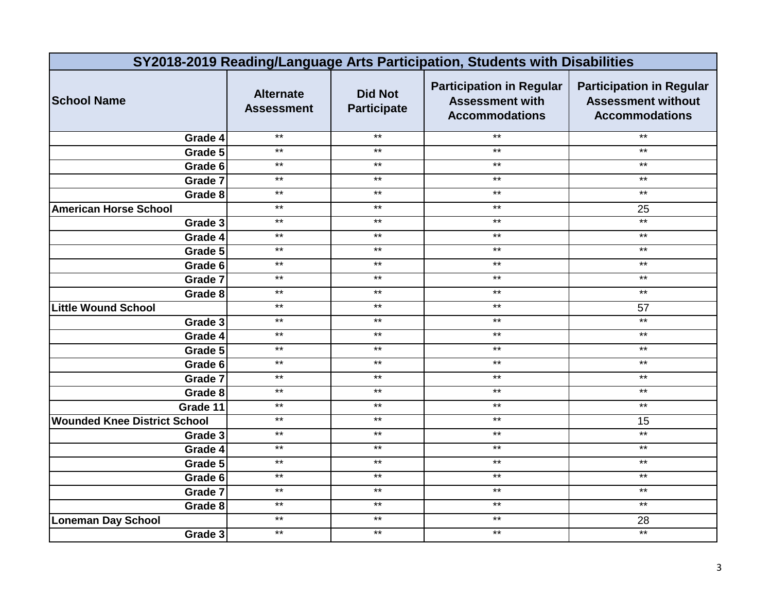| SY2018-2019 Reading/Language Arts Participation, Students with Disabilities | | | | |
|---|---|---|---|---|
| **School Name** | **Alternate Assessment** | **Did Not Participate** | **Participation in Regular Assessment with Accommodations** | **Participation in Regular Assessment without Accommodations** |
| Grade 4 | ** | ** | ** | ** |
| Grade 5 | ** | ** | ** | ** |
| Grade 6 | ** | ** | ** | ** |
| Grade 7 | ** | ** | ** | ** |
| Grade 8 | ** | ** | ** | ** |
| **American Horse School** | ** | ** | ** | 25 |
| Grade 3 | ** | ** | ** | ** |
| Grade 4 | ** | ** | ** | ** |
| Grade 5 | ** | ** | ** | ** |
| Grade 6 | ** | ** | ** | ** |
| Grade 7 | ** | ** | ** | ** |
| Grade 8 | ** | ** | ** | ** |
| **Little Wound School** | ** | ** | ** | 57 |
| Grade 3 | ** | ** | ** | ** |
| Grade 4 | ** | ** | ** | ** |
| Grade 5 | ** | ** | ** | ** |
| Grade 6 | ** | ** | ** | ** |
| Grade 7 | ** | ** | ** | ** |
| Grade 8 | ** | ** | ** | ** |
| Grade 11 | ** | ** | ** | ** |
| **Wounded Knee District School** | ** | ** | ** | 15 |
| Grade 3 | ** | ** | ** | ** |
| Grade 4 | ** | ** | ** | ** |
| Grade 5 | ** | ** | ** | ** |
| Grade 6 | ** | ** | ** | ** |
| Grade 7 | ** | ** | ** | ** |
| Grade 8 | ** | ** | ** | ** |
| **Loneman Day School** | ** | ** | ** | 28 |
| Grade 3 | ** | ** | ** | ** |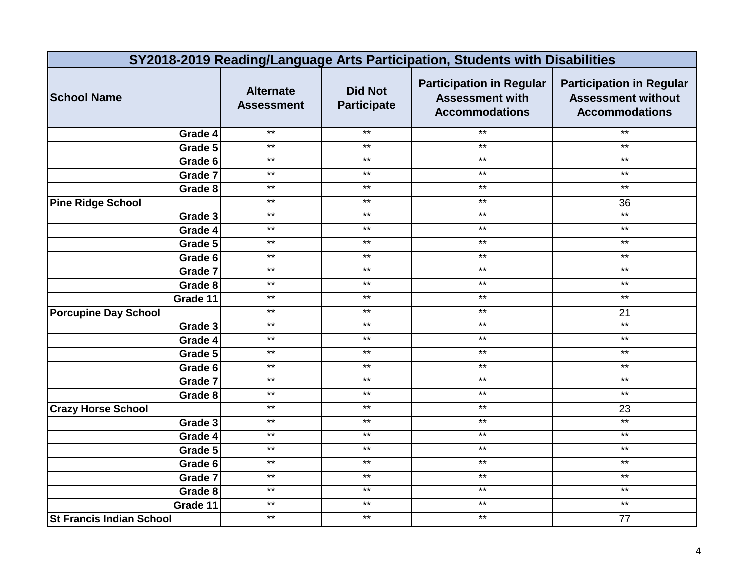| SY2018-2019 Reading/Language Arts Participation, Students with Disabilities | | | | |
|---|---|---|---|---|
| **School Name** | **Alternate Assessment** | **Did Not Participate** | **Participation in Regular Assessment with Accommodations** | **Participation in Regular Assessment without Accommodations** |
| Grade 4 | ** | ** | ** | ** |
| Grade 5 | ** | ** | ** | ** |
| Grade 6 | ** | ** | ** | ** |
| Grade 7 | ** | ** | ** | ** |
| Grade 8 | ** | ** | ** | ** |
| **Pine Ridge School** | ** | ** | ** | 36 |
| Grade 3 | ** | ** | ** | ** |
| Grade 4 | ** | ** | ** | ** |
| Grade 5 | ** | ** | ** | ** |
| Grade 6 | ** | ** | ** | ** |
| Grade 7 | ** | ** | ** | ** |
| Grade 8 | ** | ** | ** | ** |
| Grade 11 | ** | ** | ** | ** |
| **Porcupine Day School** | ** | ** | ** | 21 |
| Grade 3 | ** | ** | ** | ** |
| Grade 4 | ** | ** | ** | ** |
| Grade 5 | ** | ** | ** | ** |
| Grade 6 | ** | ** | ** | ** |
| Grade 7 | ** | ** | ** | ** |
| Grade 8 | ** | ** | ** | ** |
| **Crazy Horse School** | ** | ** | ** | 23 |
| Grade 3 | ** | ** | ** | ** |
| Grade 4 | ** | ** | ** | ** |
| Grade 5 | ** | ** | ** | ** |
| Grade 6 | ** | ** | ** | ** |
| Grade 7 | ** | ** | ** | ** |
| Grade 8 | ** | ** | ** | ** |
| Grade 11 | ** | ** | ** | ** |
| **St Francis Indian School** | ** | ** | ** | 77 |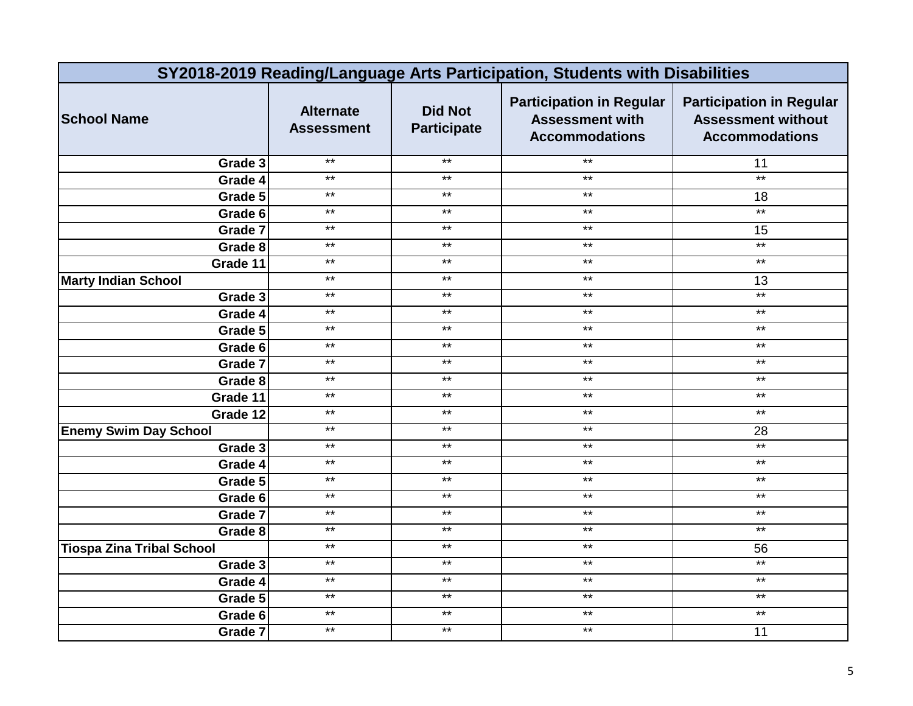| SY2018-2019 Reading/Language Arts Participation, Students with Disabilities | | | | |
|---|---|---|---|---|
| **School Name** | **Alternate Assessment** | **Did Not Participate** | **Participation in Regular Assessment with Accommodations** | **Participation in Regular Assessment without Accommodations** |
| Grade 3 | ** | ** | ** | 11 |
| Grade 4 | ** | ** | ** | ** |
| Grade 5 | ** | ** | ** | 18 |
| Grade 6 | ** | ** | ** | ** |
| Grade 7 | ** | ** | ** | 15 |
| Grade 8 | ** | ** | ** | ** |
| Grade 11 | ** | ** | ** | ** |
| **Marty Indian School** | ** | ** | ** | 13 |
| Grade 3 | ** | ** | ** | ** |
| Grade 4 | ** | ** | ** | ** |
| Grade 5 | ** | ** | ** | ** |
| Grade 6 | ** | ** | ** | ** |
| Grade 7 | ** | ** | ** | ** |
| Grade 8 | ** | ** | ** | ** |
| Grade 11 | ** | ** | ** | ** |
| Grade 12 | ** | ** | ** | ** |
| **Enemy Swim Day School** | ** | ** | ** | 28 |
| Grade 3 | ** | ** | ** | ** |
| Grade 4 | ** | ** | ** | ** |
| Grade 5 | ** | ** | ** | ** |
| Grade 6 | ** | ** | ** | ** |
| Grade 7 | ** | ** | ** | ** |
| Grade 8 | ** | ** | ** | ** |
| **Tiospa Zina Tribal School** | ** | ** | ** | 56 |
| Grade 3 | ** | ** | ** | ** |
| Grade 4 | ** | ** | ** | ** |
| Grade 5 | ** | ** | ** | ** |
| Grade 6 | ** | ** | ** | ** |
| Grade 7 | ** | ** | ** | 11 |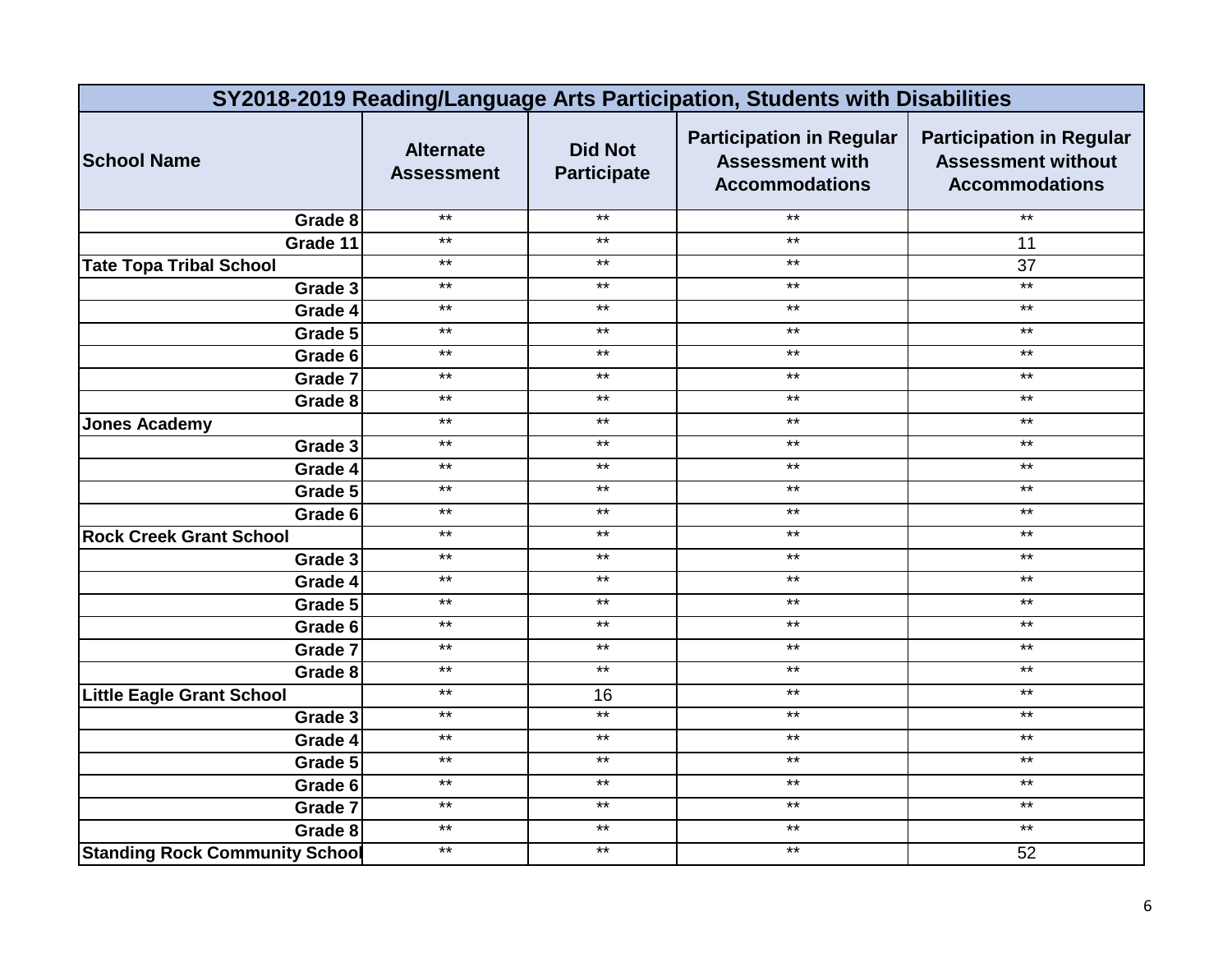| SY2018-2019 Reading/Language Arts Participation, Students with Disabilities | | | | |
|---|---|---|---|---|
| School Name | Alternate Assessment | Did Not Participate | Participation in Regular Assessment with Accommodations | Participation in Regular Assessment without Accommodations |
| Grade 8 | ** | ** | ** | ** |
| Grade 11 | ** | ** | ** | 11 |
| **Tate Topa Tribal School** | ** | ** | ** | 37 |
| Grade 3 | ** | ** | ** | ** |
| Grade 4 | ** | ** | ** | ** |
| Grade 5 | ** | ** | ** | ** |
| Grade 6 | ** | ** | ** | ** |
| Grade 7 | ** | ** | ** | ** |
| Grade 8 | ** | ** | ** | ** |
| **Jones Academy** | ** | ** | ** | ** |
| Grade 3 | ** | ** | ** | ** |
| Grade 4 | ** | ** | ** | ** |
| Grade 5 | ** | ** | ** | ** |
| Grade 6 | ** | ** | ** | ** |
| **Rock Creek Grant School** | ** | ** | ** | ** |
| Grade 3 | ** | ** | ** | ** |
| Grade 4 | ** | ** | ** | ** |
| Grade 5 | ** | ** | ** | ** |
| Grade 6 | ** | ** | ** | ** |
| Grade 7 | ** | ** | ** | ** |
| Grade 8 | ** | ** | ** | ** |
| **Little Eagle Grant School** | ** | 16 | ** | ** |
| Grade 3 | ** | ** | ** | ** |
| Grade 4 | ** | ** | ** | ** |
| Grade 5 | ** | ** | ** | ** |
| Grade 6 | ** | ** | ** | ** |
| Grade 7 | ** | ** | ** | ** |
| Grade 8 | ** | ** | ** | ** |
| **Standing Rock Community School** | ** | ** | ** | 52 |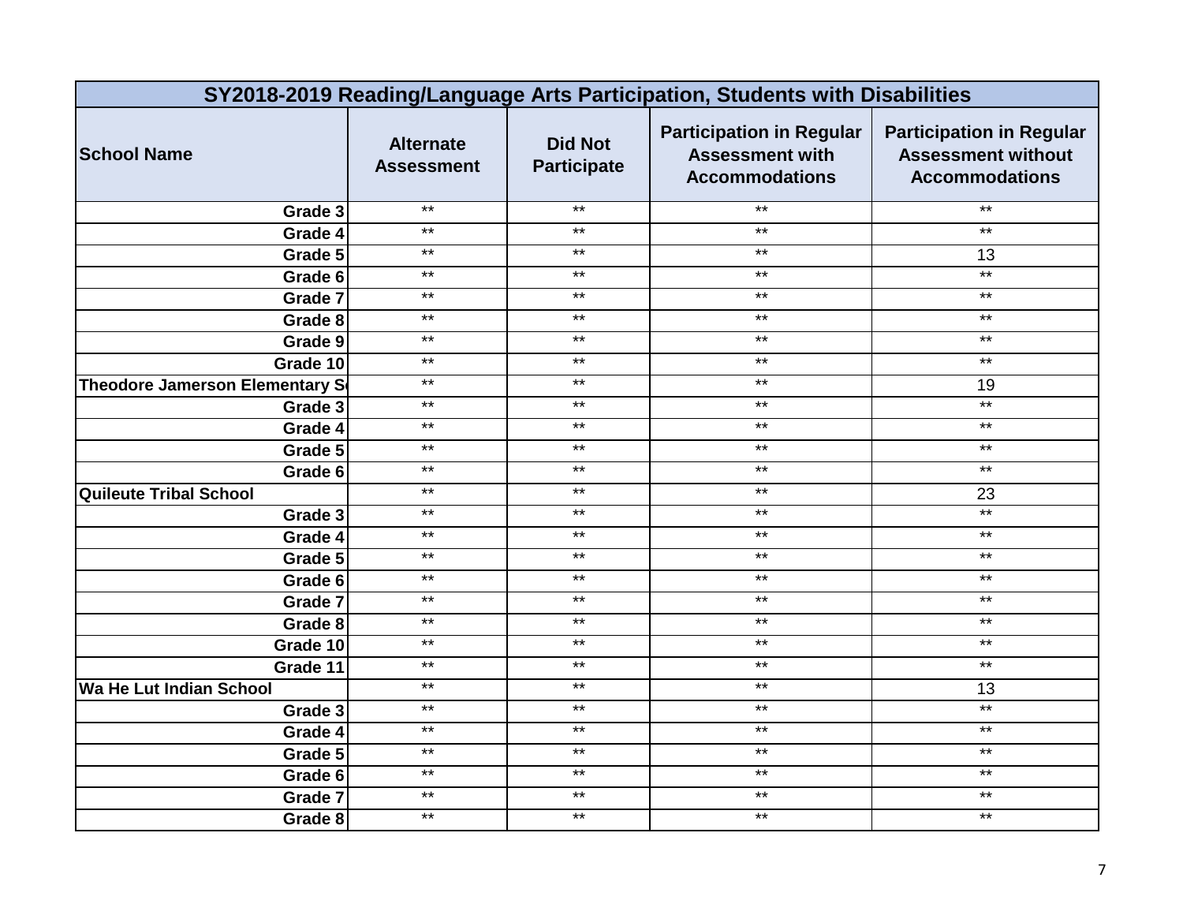| SY2018-2019 Reading/Language Arts Participation, Students with Disabilities | | | | |
|---|---|---|---|---|
| School Name | Alternate Assessment | Did Not Participate | Participation in Regular Assessment with Accommodations | Participation in Regular Assessment without Accommodations |
| Grade 3 | ** | ** | ** | ** |
| Grade 4 | ** | ** | ** | ** |
| Grade 5 | ** | ** | ** | 13 |
| Grade 6 | ** | ** | ** | ** |
| Grade 7 | ** | ** | ** | ** |
| Grade 8 | ** | ** | ** | ** |
| Grade 9 | ** | ** | ** | ** |
| Grade 10 | ** | ** | ** | ** |
| Theodore Jamerson Elementary S | ** | ** | ** | 19 |
| Grade 3 | ** | ** | ** | ** |
| Grade 4 | ** | ** | ** | ** |
| Grade 5 | ** | ** | ** | ** |
| Grade 6 | ** | ** | ** | ** |
| Quileute Tribal School | ** | ** | ** | 23 |
| Grade 3 | ** | ** | ** | ** |
| Grade 4 | ** | ** | ** | ** |
| Grade 5 | ** | ** | ** | ** |
| Grade 6 | ** | ** | ** | ** |
| Grade 7 | ** | ** | ** | ** |
| Grade 8 | ** | ** | ** | ** |
| Grade 10 | ** | ** | ** | ** |
| Grade 11 | ** | ** | ** | ** |
| Wa He Lut Indian School | ** | ** | ** | 13 |
| Grade 3 | ** | ** | ** | ** |
| Grade 4 | ** | ** | ** | ** |
| Grade 5 | ** | ** | ** | ** |
| Grade 6 | ** | ** | ** | ** |
| Grade 7 | ** | ** | ** | ** |
| Grade 8 | ** | ** | ** | ** |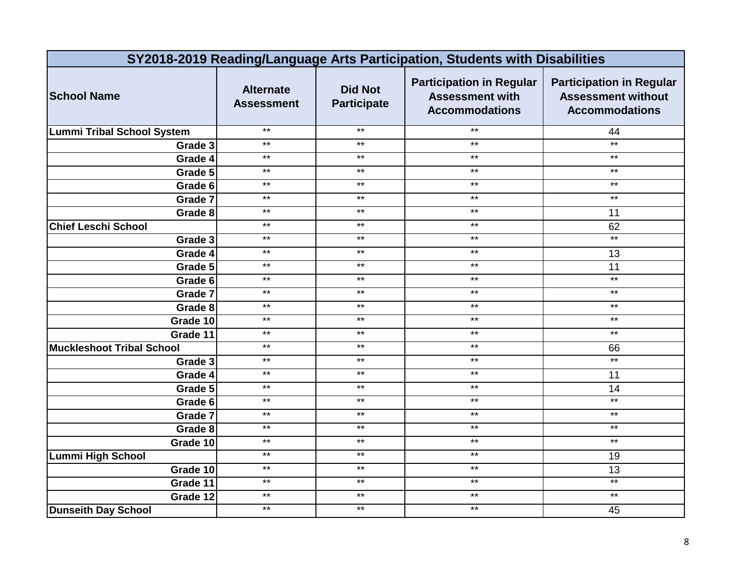| SY2018-2019 Reading/Language Arts Participation, Students with Disabilities | | | | |
|---|---|---|---|---|
| **School Name** | **Alternate Assessment** | **Did Not Participate** | **Participation in Regular Assessment with Accommodations** | **Participation in Regular Assessment without Accommodations** |
| **Lummi Tribal School System** | ** | ** | ** | 44 |
| Grade 3 | ** | ** | ** | ** |
| Grade 4 | ** | ** | ** | ** |
| Grade 5 | ** | ** | ** | ** |
| Grade 6 | ** | ** | ** | ** |
| Grade 7 | ** | ** | ** | ** |
| Grade 8 | ** | ** | ** | 11 |
| **Chief Leschi School** | ** | ** | ** | 62 |
| Grade 3 | ** | ** | ** | ** |
| Grade 4 | ** | ** | ** | 13 |
| Grade 5 | ** | ** | ** | 11 |
| Grade 6 | ** | ** | ** | ** |
| Grade 7 | ** | ** | ** | ** |
| Grade 8 | ** | ** | ** | ** |
| Grade 10 | ** | ** | ** | ** |
| Grade 11 | ** | ** | ** | ** |
| **Muckleshoot Tribal School** | ** | ** | ** | 66 |
| Grade 3 | ** | ** | ** | ** |
| Grade 4 | ** | ** | ** | 11 |
| Grade 5 | ** | ** | ** | 14 |
| Grade 6 | ** | ** | ** | ** |
| Grade 7 | ** | ** | ** | ** |
| Grade 8 | ** | ** | ** | ** |
| Grade 10 | ** | ** | ** | ** |
| **Lummi High School** | ** | ** | ** | 19 |
| Grade 10 | ** | ** | ** | 13 |
| Grade 11 | ** | ** | ** | ** |
| Grade 12 | ** | ** | ** | ** |
| **Dunseith Day School** | ** | ** | ** | 45 |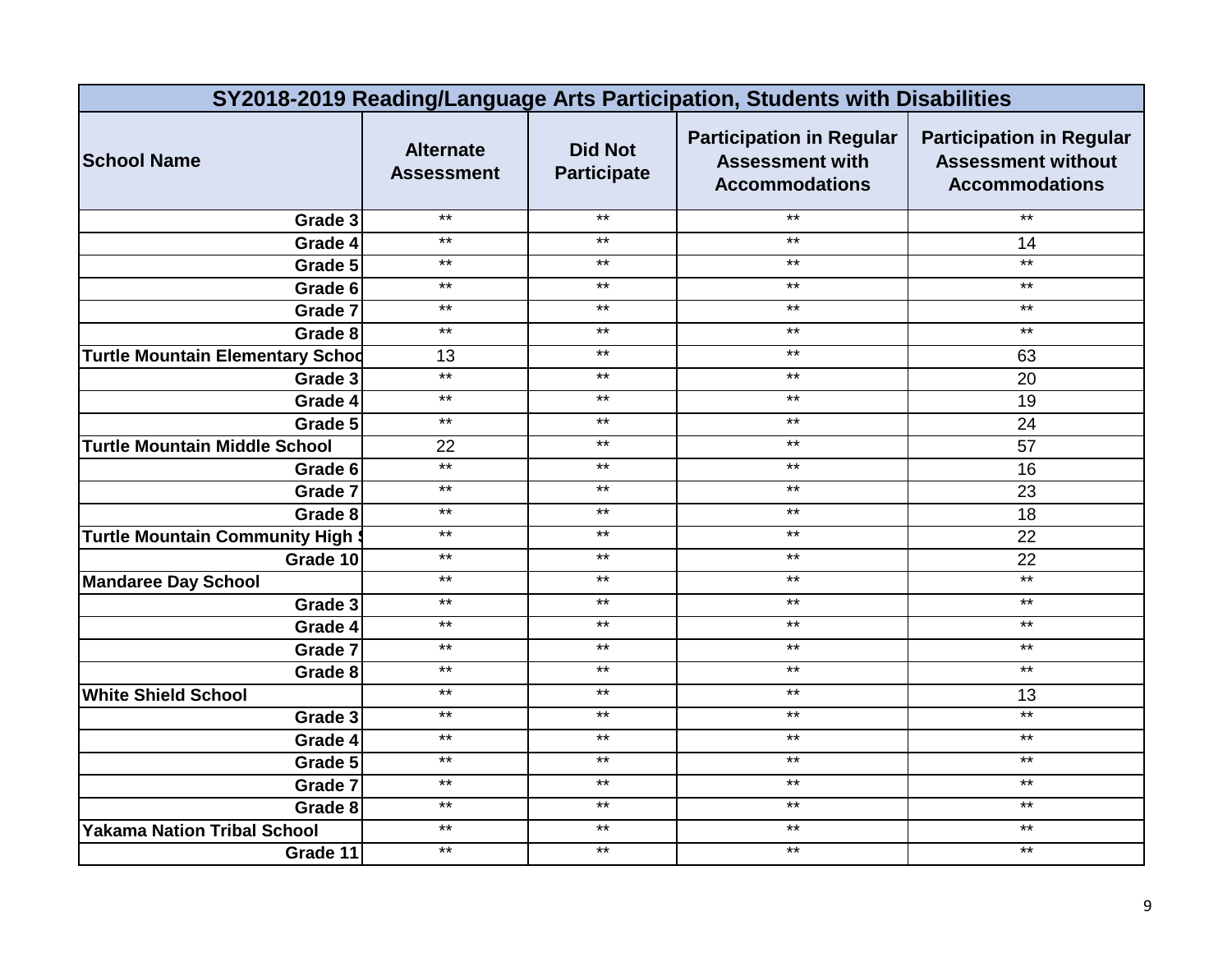| SY2018-2019 Reading/Language Arts Participation, Students with Disabilities | | | | |
|---|---|---|---|---|
| **School Name** | **Alternate Assessment** | **Did Not Participate** | **Participation in Regular Assessment with Accommodations** | **Participation in Regular Assessment without Accommodations** |
| Grade 3 | ** | ** | ** | ** |
| Grade 4 | ** | ** | ** | 14 |
| Grade 5 | ** | ** | ** | ** |
| Grade 6 | ** | ** | ** | ** |
| Grade 7 | ** | ** | ** | ** |
| Grade 8 | ** | ** | ** | ** |
| **Turtle Mountain Elementary Schoo** | 13 | ** | ** | 63 |
| Grade 3 | ** | ** | ** | 20 |
| Grade 4 | ** | ** | ** | 19 |
| Grade 5 | ** | ** | ** | 24 |
| **Turtle Mountain Middle School** | 22 | ** | ** | 57 |
| Grade 6 | ** | ** | ** | 16 |
| Grade 7 | ** | ** | ** | 23 |
| Grade 8 | ** | ** | ** | 18 |
| **Turtle Mountain Community High S** | ** | ** | ** | 22 |
| Grade 10 | ** | ** | ** | 22 |
| **Mandaree Day School** | ** | ** | ** | ** |
| Grade 3 | ** | ** | ** | ** |
| Grade 4 | ** | ** | ** | ** |
| Grade 7 | ** | ** | ** | ** |
| Grade 8 | ** | ** | ** | ** |
| **White Shield School** | ** | ** | ** | 13 |
| Grade 3 | ** | ** | ** | ** |
| Grade 4 | ** | ** | ** | ** |
| Grade 5 | ** | ** | ** | ** |
| Grade 7 | ** | ** | ** | ** |
| Grade 8 | ** | ** | ** | ** |
| **Yakama Nation Tribal School** | ** | ** | ** | ** |
| Grade 11 | ** | ** | ** | ** |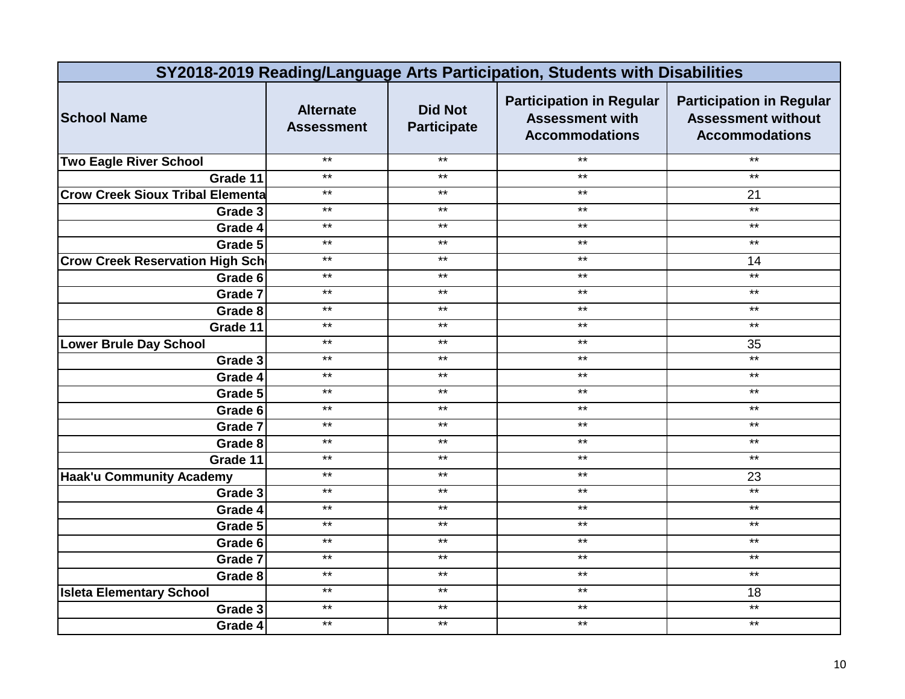| SY2018-2019 Reading/Language Arts Participation, Students with Disabilities | | | | |
|---|---|---|---|---|
| **School Name** | **Alternate Assessment** | **Did Not Participate** | **Participation in Regular Assessment with Accommodations** | **Participation in Regular Assessment without Accommodations** |
| **Two Eagle River School** | ** | ** | ** | ** |
| **Grade 11** | ** | ** | ** | ** |
| **Crow Creek Sioux Tribal Elementa** | ** | ** | ** | 21 |
| **Grade 3** | ** | ** | ** | ** |
| **Grade 4** | ** | ** | ** | ** |
| **Grade 5** | ** | ** | ** | ** |
| **Crow Creek Reservation High Sch** | ** | ** | ** | 14 |
| **Grade 6** | ** | ** | ** | ** |
| **Grade 7** | ** | ** | ** | ** |
| **Grade 8** | ** | ** | ** | ** |
| **Grade 11** | ** | ** | ** | ** |
| **Lower Brule Day School** | ** | ** | ** | 35 |
| **Grade 3** | ** | ** | ** | ** |
| **Grade 4** | ** | ** | ** | ** |
| **Grade 5** | ** | ** | ** | ** |
| **Grade 6** | ** | ** | ** | ** |
| **Grade 7** | ** | ** | ** | ** |
| **Grade 8** | ** | ** | ** | ** |
| **Grade 11** | ** | ** | ** | ** |
| **Haak'u Community Academy** | ** | ** | ** | 23 |
| **Grade 3** | ** | ** | ** | ** |
| **Grade 4** | ** | ** | ** | ** |
| **Grade 5** | ** | ** | ** | ** |
| **Grade 6** | ** | ** | ** | ** |
| **Grade 7** | ** | ** | ** | ** |
| **Grade 8** | ** | ** | ** | ** |
| **Isleta Elementary School** | ** | ** | ** | 18 |
| **Grade 3** | ** | ** | ** | ** |
| **Grade 4** | ** | ** | ** | ** |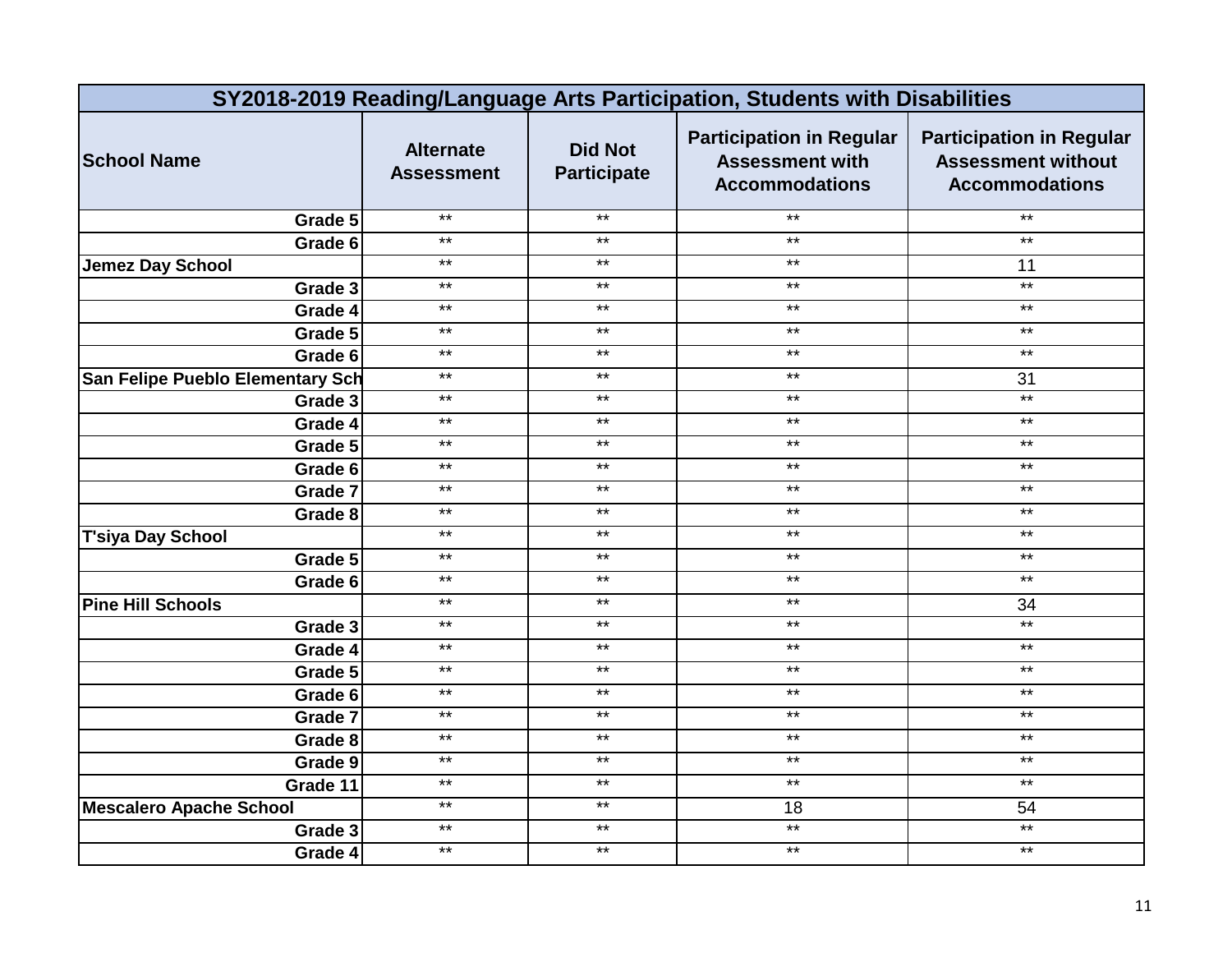| SY2018-2019 Reading/Language Arts Participation, Students with Disabilities | | | | |
|---|---|---|---|---|
| School Name | Alternate Assessment | Did Not Participate | Participation in Regular Assessment with Accommodations | Participation in Regular Assessment without Accommodations |
| Grade 5 | ** | ** | ** | ** |
| Grade 6 | ** | ** | ** | ** |
| **Jemez Day School** | ** | ** | ** | 11 |
| Grade 3 | ** | ** | ** | ** |
| Grade 4 | ** | ** | ** | ** |
| Grade 5 | ** | ** | ** | ** |
| Grade 6 | ** | ** | ** | ** |
| **San Felipe Pueblo Elementary Sch** | ** | ** | ** | 31 |
| Grade 3 | ** | ** | ** | ** |
| Grade 4 | ** | ** | ** | ** |
| Grade 5 | ** | ** | ** | ** |
| Grade 6 | ** | ** | ** | ** |
| Grade 7 | ** | ** | ** | ** |
| Grade 8 | ** | ** | ** | ** |
| **T'siya Day School** | ** | ** | ** | ** |
| Grade 5 | ** | ** | ** | ** |
| Grade 6 | ** | ** | ** | ** |
| **Pine Hill Schools** | ** | ** | ** | 34 |
| Grade 3 | ** | ** | ** | ** |
| Grade 4 | ** | ** | ** | ** |
| Grade 5 | ** | ** | ** | ** |
| Grade 6 | ** | ** | ** | ** |
| Grade 7 | ** | ** | ** | ** |
| Grade 8 | ** | ** | ** | ** |
| Grade 9 | ** | ** | ** | ** |
| Grade 11 | ** | ** | ** | ** |
| **Mescalero Apache School** | ** | ** | 18 | 54 |
| Grade 3 | ** | ** | ** | ** |
| Grade 4 | ** | ** | ** | ** |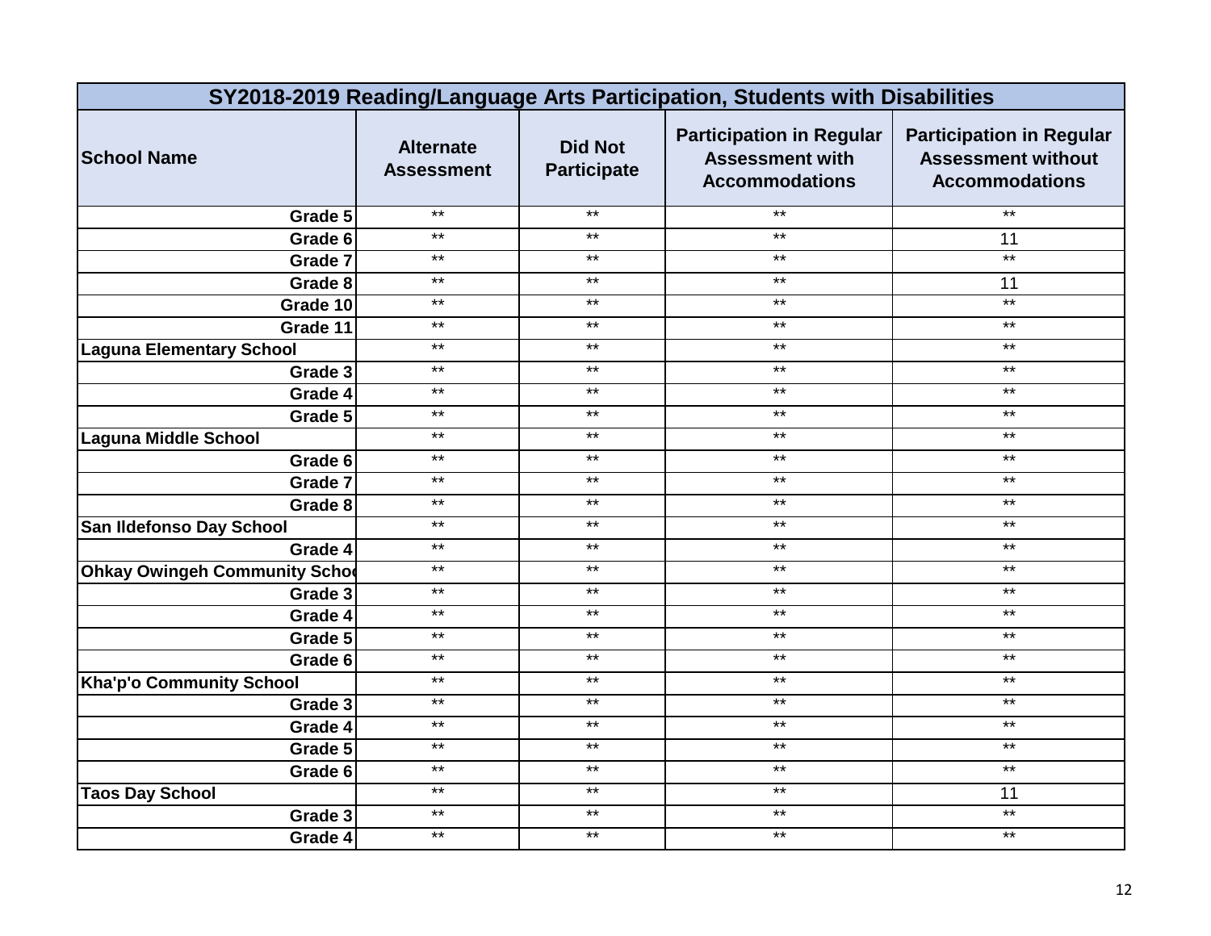| SY2018-2019 Reading/Language Arts Participation, Students with Disabilities | | | | |
|---|---|---|---|---|
| School Name | Alternate Assessment | Did Not Participate | Participation in Regular Assessment with Accommodations | Participation in Regular Assessment without Accommodations |
| Grade 5 | ** | ** | ** | ** |
| Grade 6 | ** | ** | ** | 11 |
| Grade 7 | ** | ** | ** | ** |
| Grade 8 | ** | ** | ** | 11 |
| Grade 10 | ** | ** | ** | ** |
| Grade 11 | ** | ** | ** | ** |
| **Laguna Elementary School** | ** | ** | ** | ** |
| Grade 3 | ** | ** | ** | ** |
| Grade 4 | ** | ** | ** | ** |
| Grade 5 | ** | ** | ** | ** |
| **Laguna Middle School** | ** | ** | ** | ** |
| Grade 6 | ** | ** | ** | ** |
| Grade 7 | ** | ** | ** | ** |
| Grade 8 | ** | ** | ** | ** |
| **San Ildefonso Day School** | ** | ** | ** | ** |
| Grade 4 | ** | ** | ** | ** |
| **Ohkay Owingeh Community Schoo** | ** | ** | ** | ** |
| Grade 3 | ** | ** | ** | ** |
| Grade 4 | ** | ** | ** | ** |
| Grade 5 | ** | ** | ** | ** |
| Grade 6 | ** | ** | ** | ** |
| **Kha'p'o Community School** | ** | ** | ** | ** |
| Grade 3 | ** | ** | ** | ** |
| Grade 4 | ** | ** | ** | ** |
| Grade 5 | ** | ** | ** | ** |
| Grade 6 | ** | ** | ** | ** |
| **Taos Day School** | ** | ** | ** | 11 |
| Grade 3 | ** | ** | ** | ** |
| Grade 4 | ** | ** | ** | ** |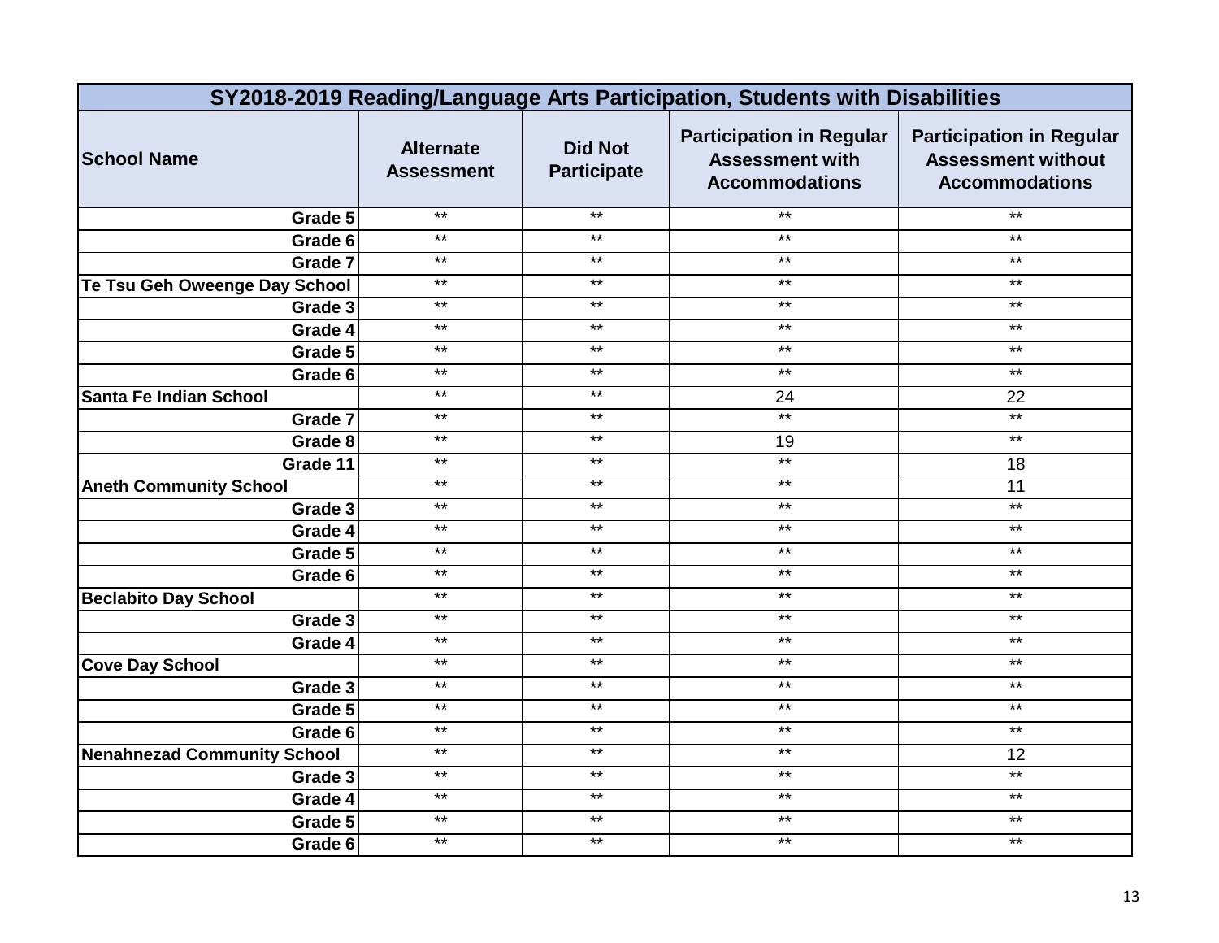| SY2018-2019 Reading/Language Arts Participation, Students with Disabilities | | | | |
|---|---|---|---|---|
| **School Name** | **Alternate Assessment** | **Did Not Participate** | **Participation in Regular Assessment with Accommodations** | **Participation in Regular Assessment without Accommodations** |
| Grade 5 | ** | ** | ** | ** |
| Grade 6 | ** | ** | ** | ** |
| Grade 7 | ** | ** | ** | ** |
| **Te Tsu Geh Oweenge Day School** | ** | ** | ** | ** |
| Grade 3 | ** | ** | ** | ** |
| Grade 4 | ** | ** | ** | ** |
| Grade 5 | ** | ** | ** | ** |
| Grade 6 | ** | ** | ** | ** |
| **Santa Fe Indian School** | ** | ** | 24 | 22 |
| Grade 7 | ** | ** | ** | ** |
| Grade 8 | ** | ** | 19 | ** |
| Grade 11 | ** | ** | ** | 18 |
| **Aneth Community School** | ** | ** | ** | 11 |
| Grade 3 | ** | ** | ** | ** |
| Grade 4 | ** | ** | ** | ** |
| Grade 5 | ** | ** | ** | ** |
| Grade 6 | ** | ** | ** | ** |
| **Beclabito Day School** | ** | ** | ** | ** |
| Grade 3 | ** | ** | ** | ** |
| Grade 4 | ** | ** | ** | ** |
| **Cove Day School** | ** | ** | ** | ** |
| Grade 3 | ** | ** | ** | ** |
| Grade 5 | ** | ** | ** | ** |
| Grade 6 | ** | ** | ** | ** |
| **Nenahnezad Community School** | ** | ** | ** | 12 |
| Grade 3 | ** | ** | ** | ** |
| Grade 4 | ** | ** | ** | ** |
| Grade 5 | ** | ** | ** | ** |
| Grade 6 | ** | ** | ** | ** |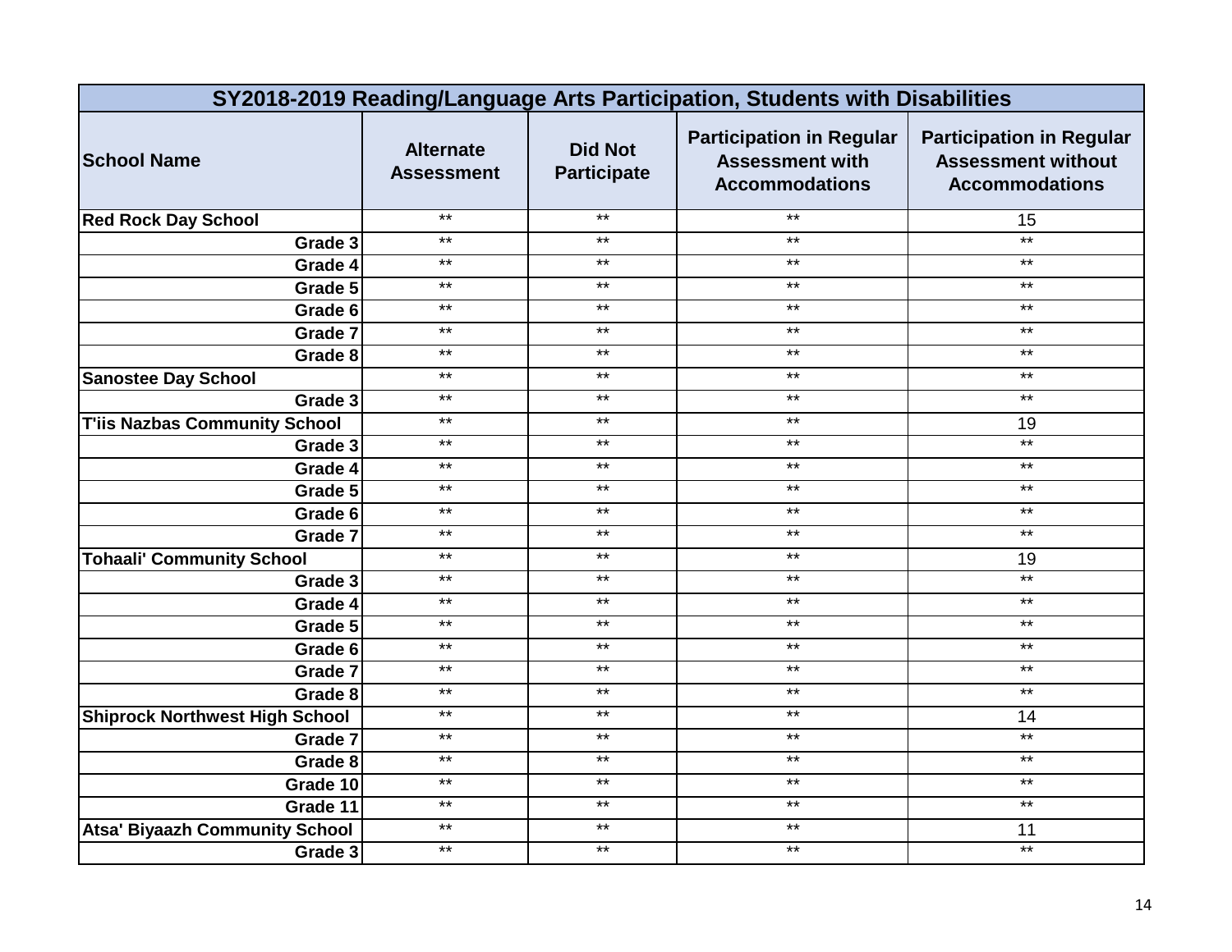| SY2018-2019 Reading/Language Arts Participation, Students with Disabilities | | | | |
|---|---|---|---|---|
| **School Name** | **Alternate Assessment** | **Did Not Participate** | **Participation in Regular Assessment with Accommodations** | **Participation in Regular Assessment without Accommodations** |
| **Red Rock Day School** | ** | ** | ** | 15 |
| **Grade 3** | ** | ** | ** | ** |
| **Grade 4** | ** | ** | ** | ** |
| **Grade 5** | ** | ** | ** | ** |
| **Grade 6** | ** | ** | ** | ** |
| **Grade 7** | ** | ** | ** | ** |
| **Grade 8** | ** | ** | ** | ** |
| **Sanostee Day School** | ** | ** | ** | ** |
| **Grade 3** | ** | ** | ** | ** |
| **T'iis Nazbas Community School** | ** | ** | ** | 19 |
| **Grade 3** | ** | ** | ** | ** |
| **Grade 4** | ** | ** | ** | ** |
| **Grade 5** | ** | ** | ** | ** |
| **Grade 6** | ** | ** | ** | ** |
| **Grade 7** | ** | ** | ** | ** |
| **Tohaali' Community School** | ** | ** | ** | 19 |
| **Grade 3** | ** | ** | ** | ** |
| **Grade 4** | ** | ** | ** | ** |
| **Grade 5** | ** | ** | ** | ** |
| **Grade 6** | ** | ** | ** | ** |
| **Grade 7** | ** | ** | ** | ** |
| **Grade 8** | ** | ** | ** | ** |
| **Shiprock Northwest High School** | ** | ** | ** | 14 |
| **Grade 7** | ** | ** | ** | ** |
| **Grade 8** | ** | ** | ** | ** |
| **Grade 10** | ** | ** | ** | ** |
| **Grade 11** | ** | ** | ** | ** |
| **Atsa' Biyaazh Community School** | ** | ** | ** | 11 |
| **Grade 3** | ** | ** | ** | ** |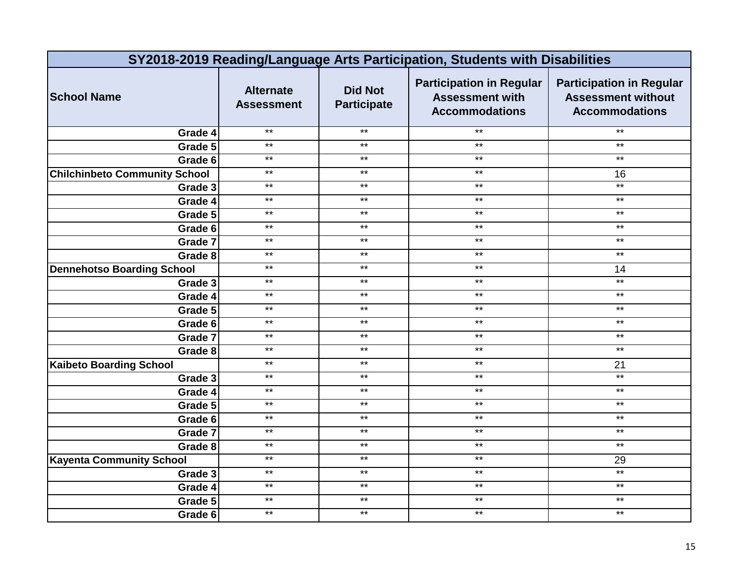| SY2018-2019 Reading/Language Arts Participation, Students with Disabilities | | | | |
|---|---|---|---|---|
| School Name | Alternate Assessment | Did Not Participate | Participation in Regular Assessment with Accommodations | Participation in Regular Assessment without Accommodations |
| Grade 4 | ** | ** | ** | ** |
| Grade 5 | ** | ** | ** | ** |
| Grade 6 | ** | ** | ** | ** |
| **Chilchinbeto Community School** | ** | ** | ** | 16 |
| Grade 3 | ** | ** | ** | ** |
| Grade 4 | ** | ** | ** | ** |
| Grade 5 | ** | ** | ** | ** |
| Grade 6 | ** | ** | ** | ** |
| Grade 7 | ** | ** | ** | ** |
| Grade 8 | ** | ** | ** | ** |
| **Dennehotso Boarding School** | ** | ** | ** | 14 |
| Grade 3 | ** | ** | ** | ** |
| Grade 4 | ** | ** | ** | ** |
| Grade 5 | ** | ** | ** | ** |
| Grade 6 | ** | ** | ** | ** |
| Grade 7 | ** | ** | ** | ** |
| Grade 8 | ** | ** | ** | ** |
| **Kaibeto Boarding School** | ** | ** | ** | 21 |
| Grade 3 | ** | ** | ** | ** |
| Grade 4 | ** | ** | ** | ** |
| Grade 5 | ** | ** | ** | ** |
| Grade 6 | ** | ** | ** | ** |
| Grade 7 | ** | ** | ** | ** |
| Grade 8 | ** | ** | ** | ** |
| **Kayenta Community School** | ** | ** | ** | 29 |
| Grade 3 | ** | ** | ** | ** |
| Grade 4 | ** | ** | ** | ** |
| Grade 5 | ** | ** | ** | ** |
| Grade 6 | ** | ** | ** | ** |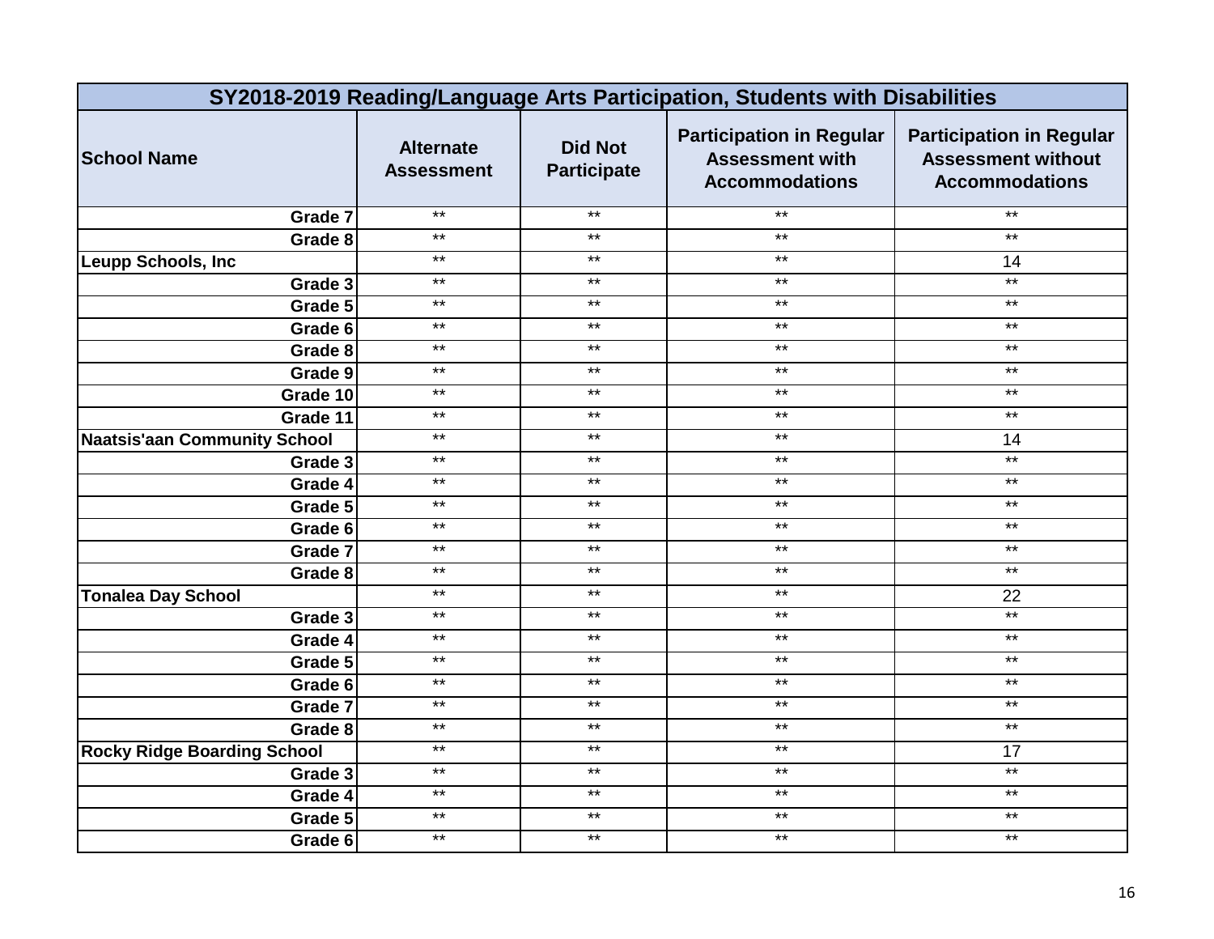| SY2018-2019 Reading/Language Arts Participation, Students with Disabilities | | | | |
|---|---|---|---|---|
| **School Name** | **Alternate Assessment** | **Did Not Participate** | **Participation in Regular Assessment with Accommodations** | **Participation in Regular Assessment without Accommodations** |
| Grade 7 | ** | ** | ** | ** |
| Grade 8 | ** | ** | ** | ** |
| **Leupp Schools, Inc** | ** | ** | ** | 14 |
| Grade 3 | ** | ** | ** | ** |
| Grade 5 | ** | ** | ** | ** |
| Grade 6 | ** | ** | ** | ** |
| Grade 8 | ** | ** | ** | ** |
| Grade 9 | ** | ** | ** | ** |
| Grade 10 | ** | ** | ** | ** |
| Grade 11 | ** | ** | ** | ** |
| **Naatsis'aan Community School** | ** | ** | ** | 14 |
| Grade 3 | ** | ** | ** | ** |
| Grade 4 | ** | ** | ** | ** |
| Grade 5 | ** | ** | ** | ** |
| Grade 6 | ** | ** | ** | ** |
| Grade 7 | ** | ** | ** | ** |
| Grade 8 | ** | ** | ** | ** |
| **Tonalea Day School** | ** | ** | ** | 22 |
| Grade 3 | ** | ** | ** | ** |
| Grade 4 | ** | ** | ** | ** |
| Grade 5 | ** | ** | ** | ** |
| Grade 6 | ** | ** | ** | ** |
| Grade 7 | ** | ** | ** | ** |
| Grade 8 | ** | ** | ** | ** |
| **Rocky Ridge Boarding School** | ** | ** | ** | 17 |
| Grade 3 | ** | ** | ** | ** |
| Grade 4 | ** | ** | ** | ** |
| Grade 5 | ** | ** | ** | ** |
| Grade 6 | ** | ** | ** | ** |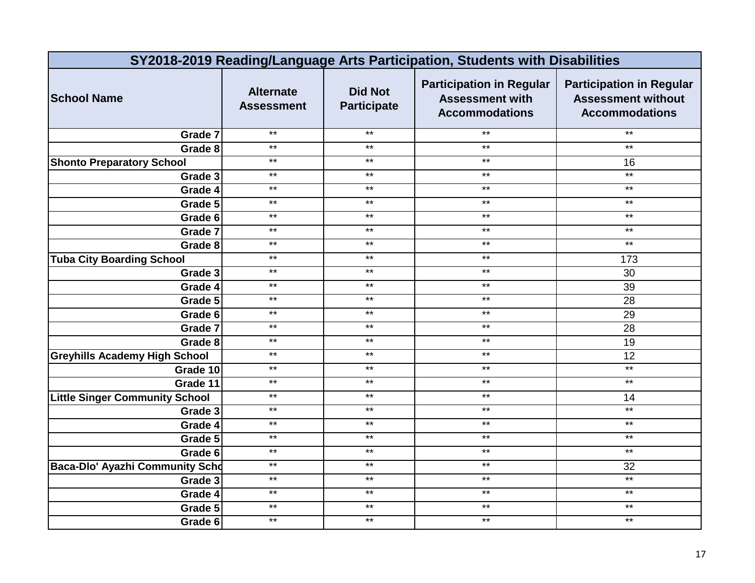| SY2018-2019 Reading/Language Arts Participation, Students with Disabilities | | | | |
|---|---|---|---|---|
| **School Name** | **Alternate Assessment** | **Did Not Participate** | **Participation in Regular Assessment with Accommodations** | **Participation in Regular Assessment without Accommodations** |
| Grade 7 | ** | ** | ** | ** |
| Grade 8 | ** | ** | ** | ** |
| **Shonto Preparatory School** | ** | ** | ** | 16 |
| Grade 3 | ** | ** | ** | ** |
| Grade 4 | ** | ** | ** | ** |
| Grade 5 | ** | ** | ** | ** |
| Grade 6 | ** | ** | ** | ** |
| Grade 7 | ** | ** | ** | ** |
| Grade 8 | ** | ** | ** | ** |
| **Tuba City Boarding School** | ** | ** | ** | 173 |
| Grade 3 | ** | ** | ** | 30 |
| Grade 4 | ** | ** | ** | 39 |
| Grade 5 | ** | ** | ** | 28 |
| Grade 6 | ** | ** | ** | 29 |
| Grade 7 | ** | ** | ** | 28 |
| Grade 8 | ** | ** | ** | 19 |
| **Greyhills Academy High School** | ** | ** | ** | 12 |
| Grade 10 | ** | ** | ** | ** |
| Grade 11 | ** | ** | ** | ** |
| **Little Singer Community School** | ** | ** | ** | 14 |
| Grade 3 | ** | ** | ** | ** |
| Grade 4 | ** | ** | ** | ** |
| Grade 5 | ** | ** | ** | ** |
| Grade 6 | ** | ** | ** | ** |
| **Baca-Dlo' Ayazhi Community Scho** | ** | ** | ** | 32 |
| Grade 3 | ** | ** | ** | ** |
| Grade 4 | ** | ** | ** | ** |
| Grade 5 | ** | ** | ** | ** |
| Grade 6 | ** | ** | ** | ** |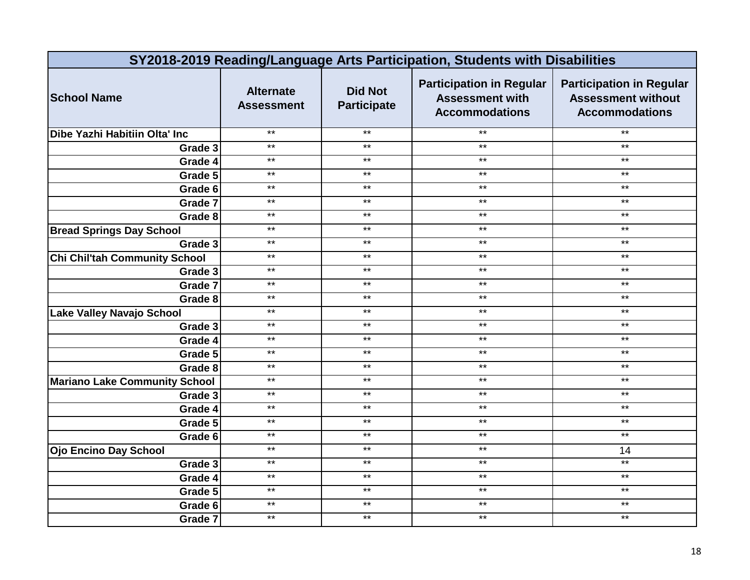| SY2018-2019 Reading/Language Arts Participation, Students with Disabilities | | | | |
|---|---|---|---|---|
| **School Name** | **Alternate Assessment** | **Did Not Participate** | **Participation in Regular Assessment with Accommodations** | **Participation in Regular Assessment without Accommodations** |
| **Dibe Yazhi Habitiin Olta' Inc** | ** | ** | ** | ** |
| **Grade 3** | ** | ** | ** | ** |
| **Grade 4** | ** | ** | ** | ** |
| **Grade 5** | ** | ** | ** | ** |
| **Grade 6** | ** | ** | ** | ** |
| **Grade 7** | ** | ** | ** | ** |
| **Grade 8** | ** | ** | ** | ** |
| **Bread Springs Day School** | ** | ** | ** | ** |
| **Grade 3** | ** | ** | ** | ** |
| **Chi Chil'tah Community School** | ** | ** | ** | ** |
| **Grade 3** | ** | ** | ** | ** |
| **Grade 7** | ** | ** | ** | ** |
| **Grade 8** | ** | ** | ** | ** |
| **Lake Valley Navajo School** | ** | ** | ** | ** |
| **Grade 3** | ** | ** | ** | ** |
| **Grade 4** | ** | ** | ** | ** |
| **Grade 5** | ** | ** | ** | ** |
| **Grade 8** | ** | ** | ** | ** |
| **Mariano Lake Community School** | ** | ** | ** | ** |
| **Grade 3** | ** | ** | ** | ** |
| **Grade 4** | ** | ** | ** | ** |
| **Grade 5** | ** | ** | ** | ** |
| **Grade 6** | ** | ** | ** | ** |
| **Ojo Encino Day School** | ** | ** | ** | 14 |
| **Grade 3** | ** | ** | ** | ** |
| **Grade 4** | ** | ** | ** | ** |
| **Grade 5** | ** | ** | ** | ** |
| **Grade 6** | ** | ** | ** | ** |
| **Grade 7** | ** | ** | ** | ** |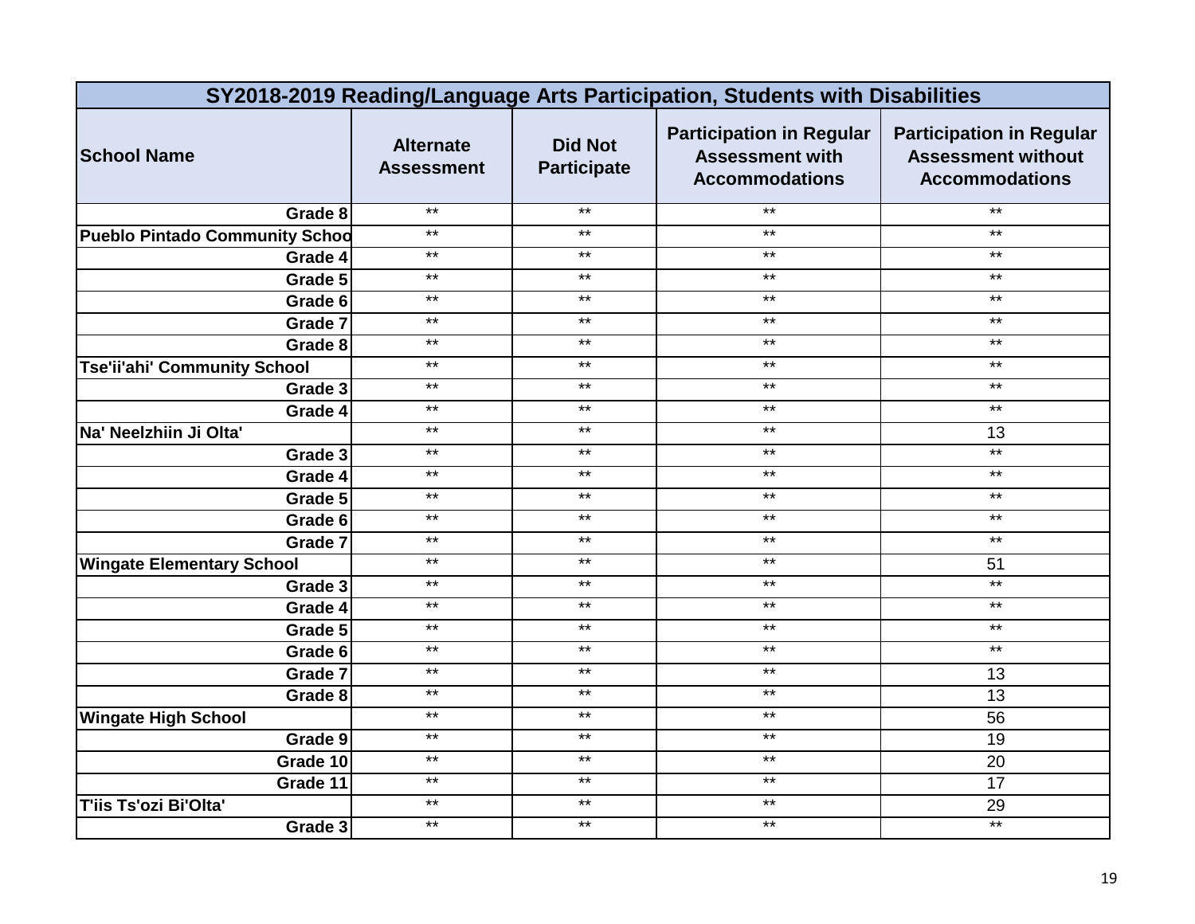| SY2018-2019 Reading/Language Arts Participation, Students with Disabilities | | | | |
|---|---|---|---|---|
| School Name | Alternate Assessment | Did Not Participate | Participation in Regular Assessment with Accommodations | Participation in Regular Assessment without Accommodations |
| Grade 8 | ** | ** | ** | ** |
| Pueblo Pintado Community Schoo | ** | ** | ** | ** |
| Grade 4 | ** | ** | ** | ** |
| Grade 5 | ** | ** | ** | ** |
| Grade 6 | ** | ** | ** | ** |
| Grade 7 | ** | ** | ** | ** |
| Grade 8 | ** | ** | ** | ** |
| Tse'ii'ahi' Community School | ** | ** | ** | ** |
| Grade 3 | ** | ** | ** | ** |
| Grade 4 | ** | ** | ** | ** |
| Na' Neelzhiin Ji Olta' | ** | ** | ** | 13 |
| Grade 3 | ** | ** | ** | ** |
| Grade 4 | ** | ** | ** | ** |
| Grade 5 | ** | ** | ** | ** |
| Grade 6 | ** | ** | ** | ** |
| Grade 7 | ** | ** | ** | ** |
| Wingate Elementary School | ** | ** | ** | 51 |
| Grade 3 | ** | ** | ** | ** |
| Grade 4 | ** | ** | ** | ** |
| Grade 5 | ** | ** | ** | ** |
| Grade 6 | ** | ** | ** | ** |
| Grade 7 | ** | ** | ** | 13 |
| Grade 8 | ** | ** | ** | 13 |
| Wingate High School | ** | ** | ** | 56 |
| Grade 9 | ** | ** | ** | 19 |
| Grade 10 | ** | ** | ** | 20 |
| Grade 11 | ** | ** | ** | 17 |
| T'iis Ts'ozi Bi'Olta' | ** | ** | ** | 29 |
| Grade 3 | ** | ** | ** | ** |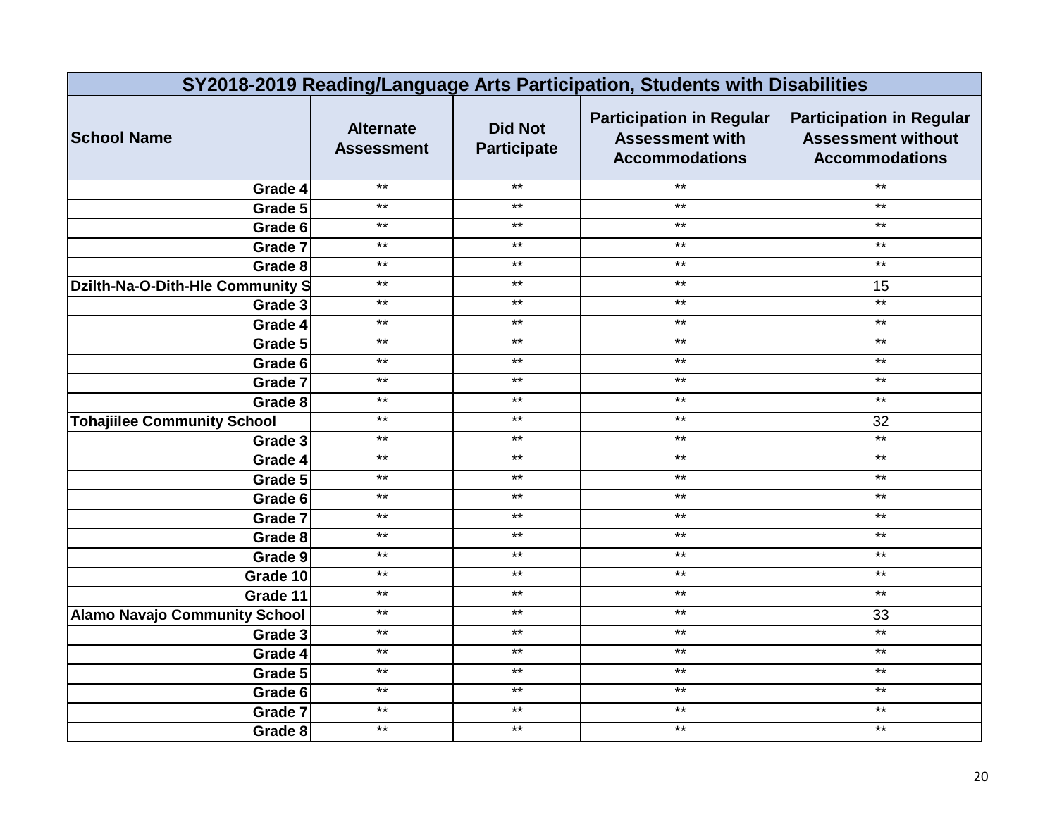| SY2018-2019 Reading/Language Arts Participation, Students with Disabilities | | | | |
|---|---|---|---|---|
| **School Name** | **Alternate Assessment** | **Did Not Participate** | **Participation in Regular Assessment with Accommodations** | **Participation in Regular Assessment without Accommodations** |
| Grade 4 | ** | ** | ** | ** |
| Grade 5 | ** | ** | ** | ** |
| Grade 6 | ** | ** | ** | ** |
| Grade 7 | ** | ** | ** | ** |
| Grade 8 | ** | ** | ** | ** |
| **Dzilth-Na-O-Dith-Hle Community S** | ** | ** | ** | 15 |
| Grade 3 | ** | ** | ** | ** |
| Grade 4 | ** | ** | ** | ** |
| Grade 5 | ** | ** | ** | ** |
| Grade 6 | ** | ** | ** | ** |
| Grade 7 | ** | ** | ** | ** |
| Grade 8 | ** | ** | ** | ** |
| **Tohajiilee Community School** | ** | ** | ** | 32 |
| Grade 3 | ** | ** | ** | ** |
| Grade 4 | ** | ** | ** | ** |
| Grade 5 | ** | ** | ** | ** |
| Grade 6 | ** | ** | ** | ** |
| Grade 7 | ** | ** | ** | ** |
| Grade 8 | ** | ** | ** | ** |
| Grade 9 | ** | ** | ** | ** |
| Grade 10 | ** | ** | ** | ** |
| Grade 11 | ** | ** | ** | ** |
| **Alamo Navajo Community School** | ** | ** | ** | 33 |
| Grade 3 | ** | ** | ** | ** |
| Grade 4 | ** | ** | ** | ** |
| Grade 5 | ** | ** | ** | ** |
| Grade 6 | ** | ** | ** | ** |
| Grade 7 | ** | ** | ** | ** |
| Grade 8 | ** | ** | ** | ** |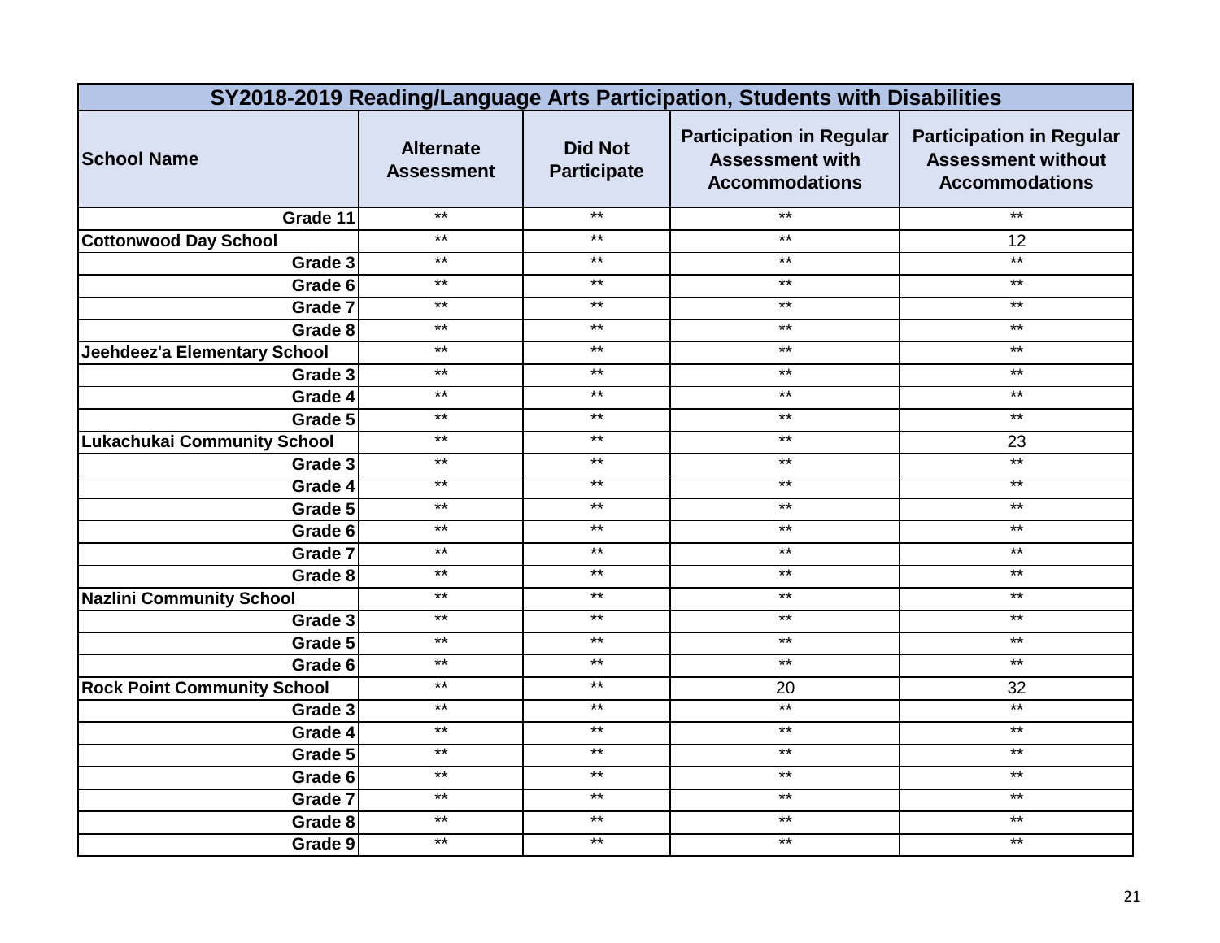| SY2018-2019 Reading/Language Arts Participation, Students with Disabilities | | | | |
|---|---|---|---|---|
| **School Name** | **Alternate Assessment** | **Did Not Participate** | **Participation in Regular Assessment with Accommodations** | **Participation in Regular Assessment without Accommodations** |
| Grade 11 | ** | ** | ** | ** |
| **Cottonwood Day School** | ** | ** | ** | 12 |
| Grade 3 | ** | ** | ** | ** |
| Grade 6 | ** | ** | ** | ** |
| Grade 7 | ** | ** | ** | ** |
| Grade 8 | ** | ** | ** | ** |
| **Jeehdeez'a Elementary School** | ** | ** | ** | ** |
| Grade 3 | ** | ** | ** | ** |
| Grade 4 | ** | ** | ** | ** |
| Grade 5 | ** | ** | ** | ** |
| **Lukachukai Community School** | ** | ** | ** | 23 |
| Grade 3 | ** | ** | ** | ** |
| Grade 4 | ** | ** | ** | ** |
| Grade 5 | ** | ** | ** | ** |
| Grade 6 | ** | ** | ** | ** |
| Grade 7 | ** | ** | ** | ** |
| Grade 8 | ** | ** | ** | ** |
| **Nazlini Community School** | ** | ** | ** | ** |
| Grade 3 | ** | ** | ** | ** |
| Grade 5 | ** | ** | ** | ** |
| Grade 6 | ** | ** | ** | ** |
| **Rock Point Community School** | ** | ** | 20 | 32 |
| Grade 3 | ** | ** | ** | ** |
| Grade 4 | ** | ** | ** | ** |
| Grade 5 | ** | ** | ** | ** |
| Grade 6 | ** | ** | ** | ** |
| Grade 7 | ** | ** | ** | ** |
| Grade 8 | ** | ** | ** | ** |
| Grade 9 | ** | ** | ** | ** |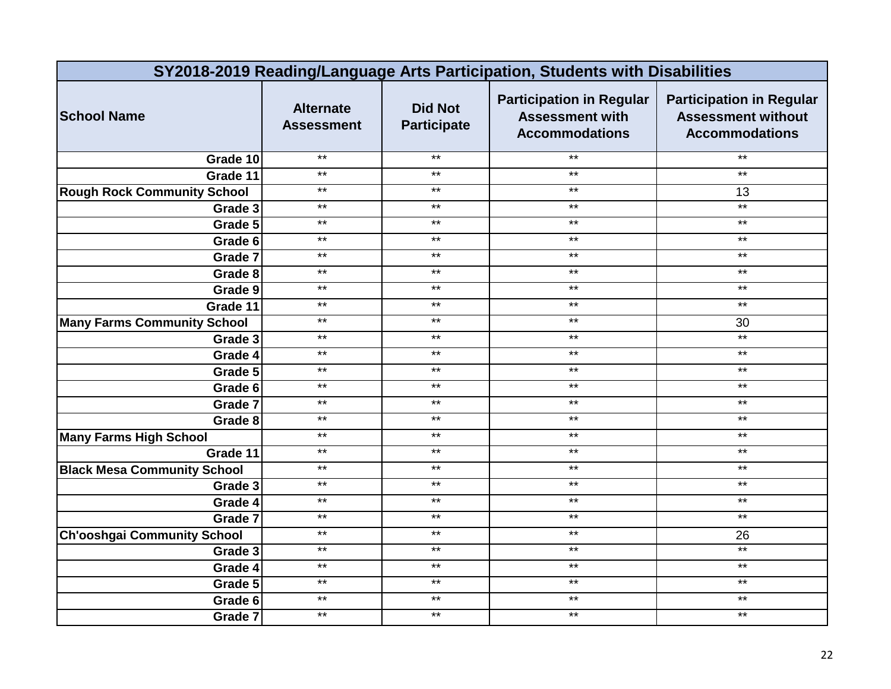| SY2018-2019 Reading/Language Arts Participation, Students with Disabilities | | | | |
|---|---|---|---|---|
| **School Name** | **Alternate Assessment** | **Did Not Participate** | **Participation in Regular Assessment with Accommodations** | **Participation in Regular Assessment without Accommodations** |
| Grade 10 | ** | ** | ** | ** |
| Grade 11 | ** | ** | ** | ** |
| **Rough Rock Community School** | ** | ** | ** | 13 |
| Grade 3 | ** | ** | ** | ** |
| Grade 5 | ** | ** | ** | ** |
| Grade 6 | ** | ** | ** | ** |
| Grade 7 | ** | ** | ** | ** |
| Grade 8 | ** | ** | ** | ** |
| Grade 9 | ** | ** | ** | ** |
| Grade 11 | ** | ** | ** | ** |
| **Many Farms Community School** | ** | ** | ** | 30 |
| Grade 3 | ** | ** | ** | ** |
| Grade 4 | ** | ** | ** | ** |
| Grade 5 | ** | ** | ** | ** |
| Grade 6 | ** | ** | ** | ** |
| Grade 7 | ** | ** | ** | ** |
| Grade 8 | ** | ** | ** | ** |
| **Many Farms High School** | ** | ** | ** | ** |
| Grade 11 | ** | ** | ** | ** |
| **Black Mesa Community School** | ** | ** | ** | ** |
| Grade 3 | ** | ** | ** | ** |
| Grade 4 | ** | ** | ** | ** |
| Grade 7 | ** | ** | ** | ** |
| **Ch'ooshgai Community School** | ** | ** | ** | 26 |
| Grade 3 | ** | ** | ** | ** |
| Grade 4 | ** | ** | ** | ** |
| Grade 5 | ** | ** | ** | ** |
| Grade 6 | ** | ** | ** | ** |
| Grade 7 | ** | ** | ** | ** |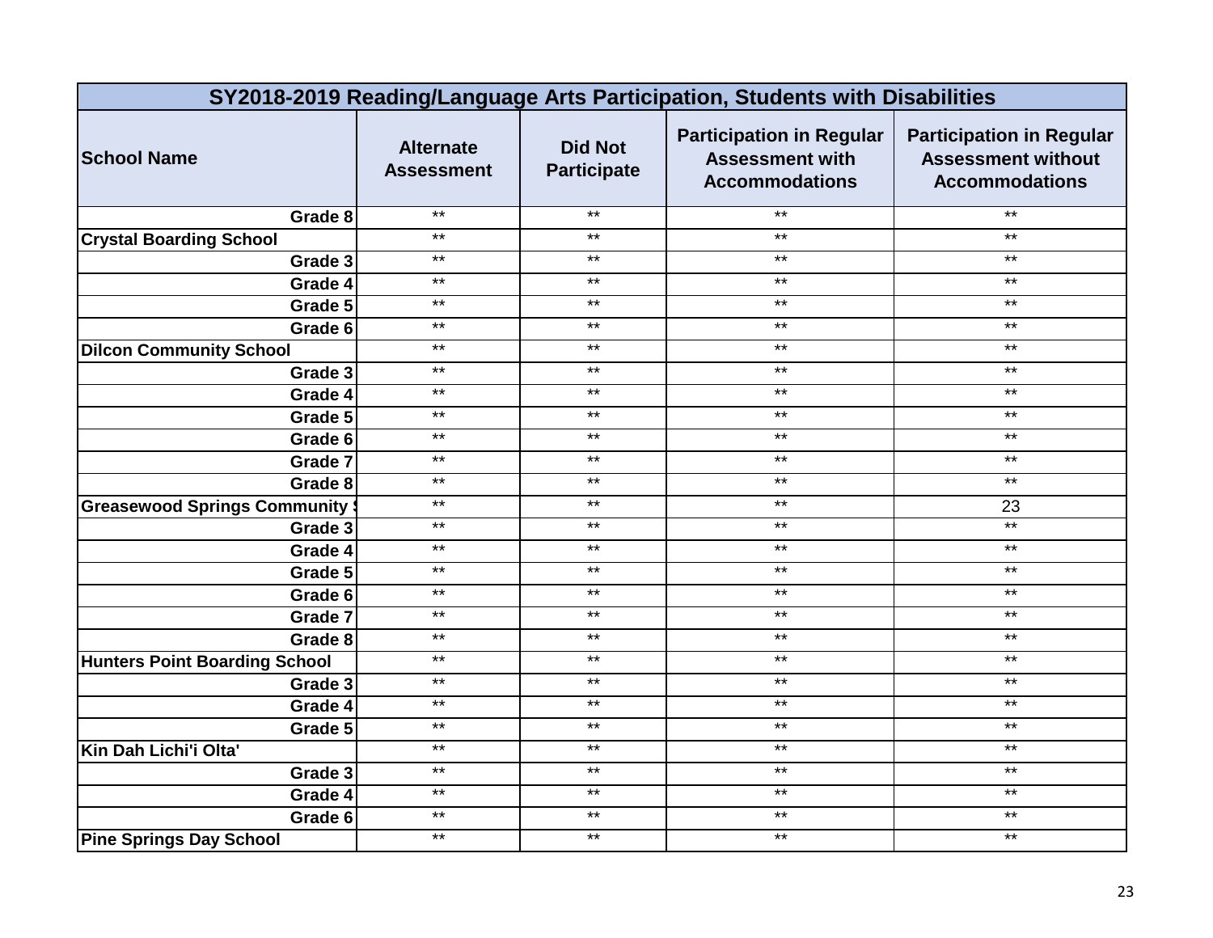| SY2018-2019 Reading/Language Arts Participation, Students with Disabilities | | | | |
|---|---|---|---|---|
| **School Name** | **Alternate Assessment** | **Did Not Participate** | **Participation in Regular Assessment with Accommodations** | **Participation in Regular Assessment without Accommodations** |
| Grade 8 | ** | ** | ** | ** |
| **Crystal Boarding School** | ** | ** | ** | ** |
| Grade 3 | ** | ** | ** | ** |
| Grade 4 | ** | ** | ** | ** |
| Grade 5 | ** | ** | ** | ** |
| Grade 6 | ** | ** | ** | ** |
| **Dilcon Community School** | ** | ** | ** | ** |
| Grade 3 | ** | ** | ** | ** |
| Grade 4 | ** | ** | ** | ** |
| Grade 5 | ** | ** | ** | ** |
| Grade 6 | ** | ** | ** | ** |
| Grade 7 | ** | ** | ** | ** |
| Grade 8 | ** | ** | ** | ** |
| **Greasewood Springs Community S** | ** | ** | ** | 23 |
| Grade 3 | ** | ** | ** | ** |
| Grade 4 | ** | ** | ** | ** |
| Grade 5 | ** | ** | ** | ** |
| Grade 6 | ** | ** | ** | ** |
| Grade 7 | ** | ** | ** | ** |
| Grade 8 | ** | ** | ** | ** |
| **Hunters Point Boarding School** | ** | ** | ** | ** |
| Grade 3 | ** | ** | ** | ** |
| Grade 4 | ** | ** | ** | ** |
| Grade 5 | ** | ** | ** | ** |
| **Kin Dah Lichi'i Olta'** | ** | ** | ** | ** |
| Grade 3 | ** | ** | ** | ** |
| Grade 4 | ** | ** | ** | ** |
| Grade 6 | ** | ** | ** | ** |
| **Pine Springs Day School** | ** | ** | ** | ** |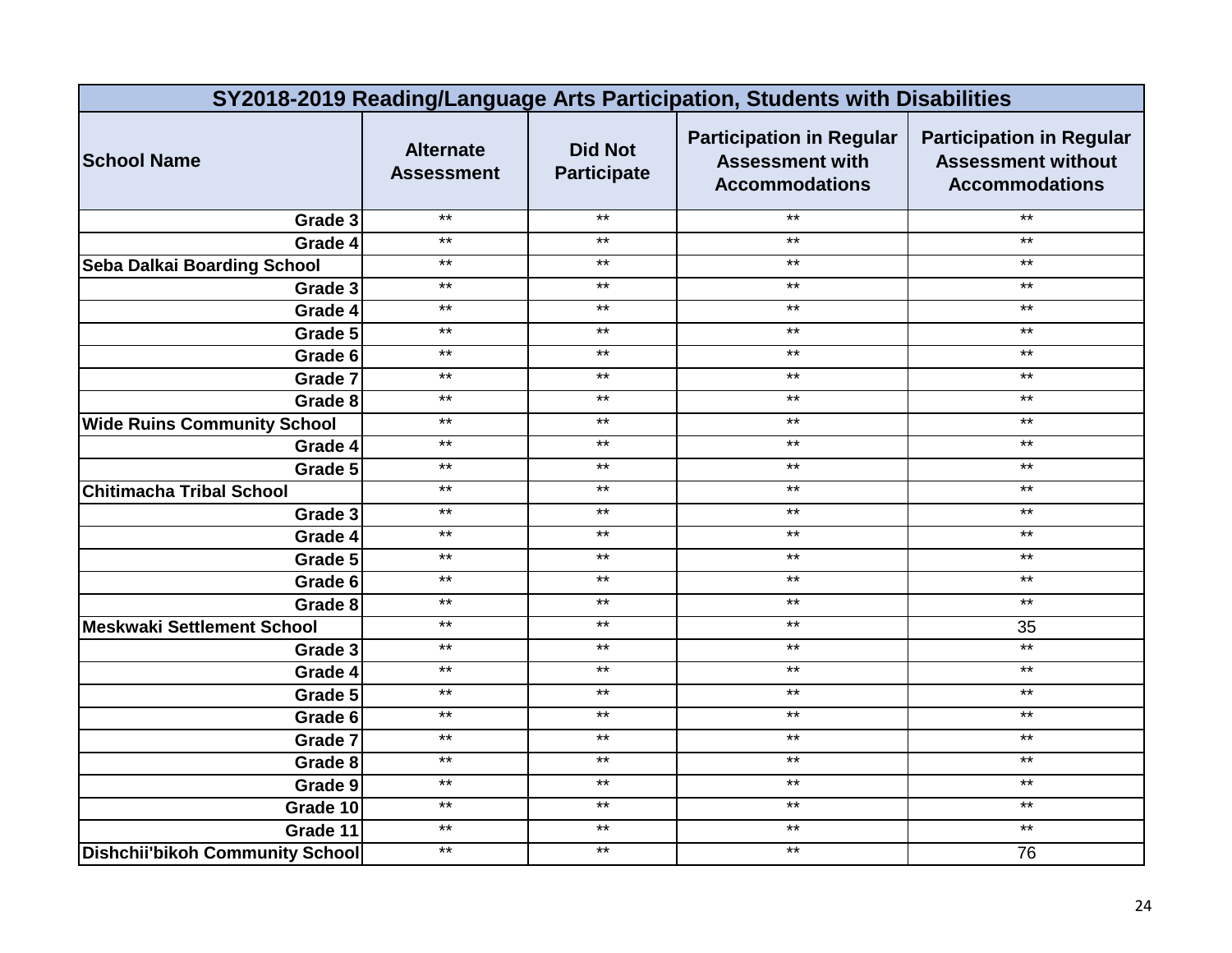| SY2018-2019 Reading/Language Arts Participation, Students with Disabilities | | | | |
|---|---|---|---|---|
| **School Name** | **Alternate Assessment** | **Did Not Participate** | **Participation in Regular Assessment with Accommodations** | **Participation in Regular Assessment without Accommodations** |
| Grade 3 | ** | ** | ** | ** |
| Grade 4 | ** | ** | ** | ** |
| **Seba Dalkai Boarding School** | ** | ** | ** | ** |
| Grade 3 | ** | ** | ** | ** |
| Grade 4 | ** | ** | ** | ** |
| Grade 5 | ** | ** | ** | ** |
| Grade 6 | ** | ** | ** | ** |
| Grade 7 | ** | ** | ** | ** |
| Grade 8 | ** | ** | ** | ** |
| **Wide Ruins Community School** | ** | ** | ** | ** |
| Grade 4 | ** | ** | ** | ** |
| Grade 5 | ** | ** | ** | ** |
| **Chitimacha Tribal School** | ** | ** | ** | ** |
| Grade 3 | ** | ** | ** | ** |
| Grade 4 | ** | ** | ** | ** |
| Grade 5 | ** | ** | ** | ** |
| Grade 6 | ** | ** | ** | ** |
| Grade 8 | ** | ** | ** | ** |
| **Meskwaki Settlement School** | ** | ** | ** | 35 |
| Grade 3 | ** | ** | ** | ** |
| Grade 4 | ** | ** | ** | ** |
| Grade 5 | ** | ** | ** | ** |
| Grade 6 | ** | ** | ** | ** |
| Grade 7 | ** | ** | ** | ** |
| Grade 8 | ** | ** | ** | ** |
| Grade 9 | ** | ** | ** | ** |
| Grade 10 | ** | ** | ** | ** |
| Grade 11 | ** | ** | ** | ** |
| **Dishchii'bikoh Community School** | ** | ** | ** | 76 |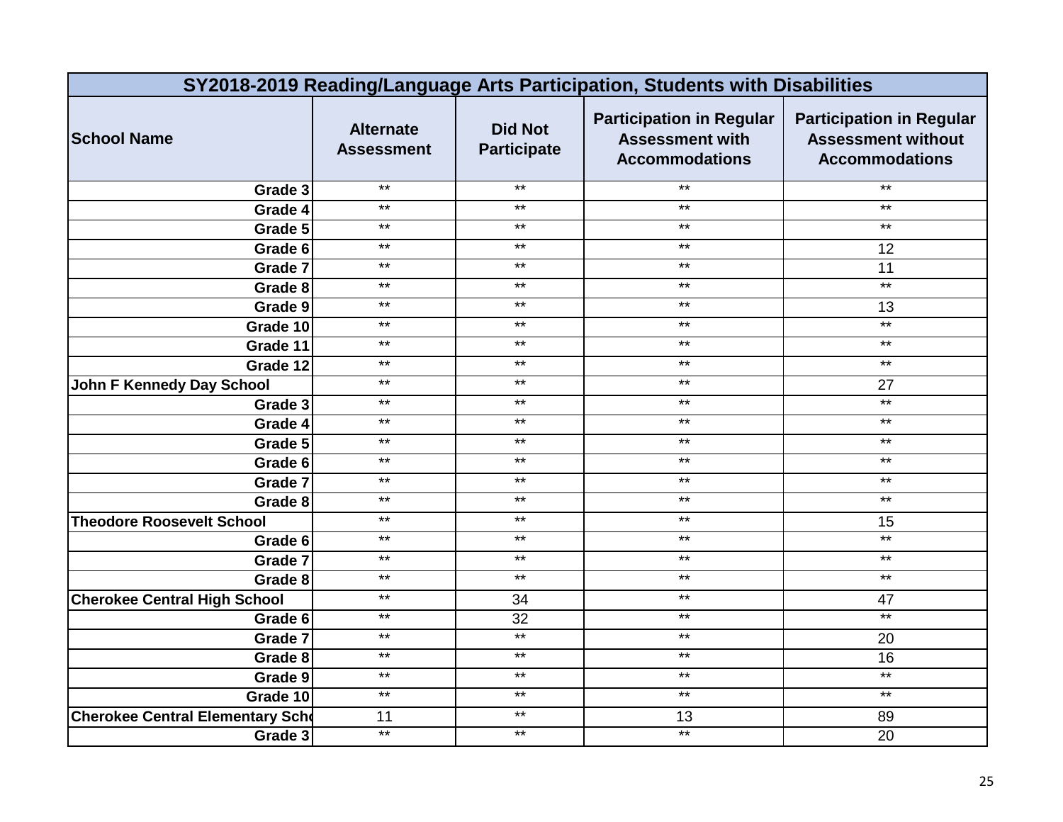| SY2018-2019 Reading/Language Arts Participation, Students with Disabilities | | | | |
|---|---|---|---|---|
| **School Name** | **Alternate Assessment** | **Did Not Participate** | **Participation in Regular Assessment with Accommodations** | **Participation in Regular Assessment without Accommodations** |
| Grade 3 | ** | ** | ** | ** |
| Grade 4 | ** | ** | ** | ** |
| Grade 5 | ** | ** | ** | ** |
| Grade 6 | ** | ** | ** | 12 |
| Grade 7 | ** | ** | ** | 11 |
| Grade 8 | ** | ** | ** | ** |
| Grade 9 | ** | ** | ** | 13 |
| Grade 10 | ** | ** | ** | ** |
| Grade 11 | ** | ** | ** | ** |
| Grade 12 | ** | ** | ** | ** |
| **John F Kennedy Day School** | ** | ** | ** | 27 |
| Grade 3 | ** | ** | ** | ** |
| Grade 4 | ** | ** | ** | ** |
| Grade 5 | ** | ** | ** | ** |
| Grade 6 | ** | ** | ** | ** |
| Grade 7 | ** | ** | ** | ** |
| Grade 8 | ** | ** | ** | ** |
| **Theodore Roosevelt School** | ** | ** | ** | 15 |
| Grade 6 | ** | ** | ** | ** |
| Grade 7 | ** | ** | ** | ** |
| Grade 8 | ** | ** | ** | ** |
| **Cherokee Central High School** | ** | 34 | ** | 47 |
| Grade 6 | ** | 32 | ** | ** |
| Grade 7 | ** | ** | ** | 20 |
| Grade 8 | ** | ** | ** | 16 |
| Grade 9 | ** | ** | ** | ** |
| Grade 10 | ** | ** | ** | ** |
| **Cherokee Central Elementary Scho** | 11 | ** | 13 | 89 |
| Grade 3 | ** | ** | ** | 20 |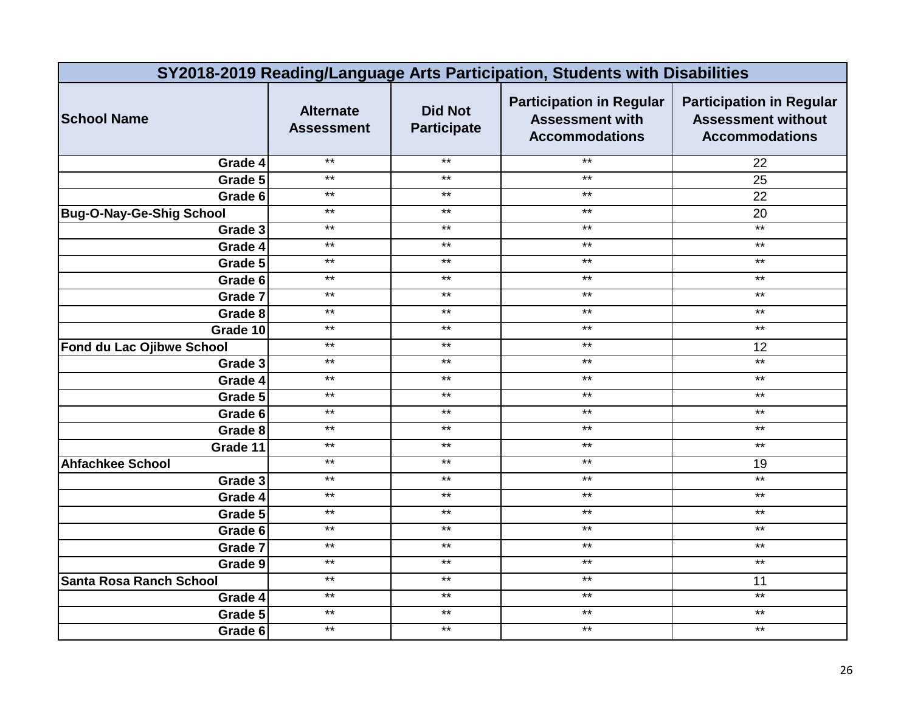| SY2018-2019 Reading/Language Arts Participation, Students with Disabilities | | | | |
|---|---|---|---|---|
| **School Name** | **Alternate Assessment** | **Did Not Participate** | **Participation in Regular Assessment with Accommodations** | **Participation in Regular Assessment without Accommodations** |
| **Grade 4** | ** | ** | ** | 22 |
| **Grade 5** | ** | ** | ** | 25 |
| **Grade 6** | ** | ** | ** | 22 |
| **Bug-O-Nay-Ge-Shig School** | ** | ** | ** | 20 |
| **Grade 3** | ** | ** | ** | ** |
| **Grade 4** | ** | ** | ** | ** |
| **Grade 5** | ** | ** | ** | ** |
| **Grade 6** | ** | ** | ** | ** |
| **Grade 7** | ** | ** | ** | ** |
| **Grade 8** | ** | ** | ** | ** |
| **Grade 10** | ** | ** | ** | ** |
| **Fond du Lac Ojibwe School** | ** | ** | ** | 12 |
| **Grade 3** | ** | ** | ** | ** |
| **Grade 4** | ** | ** | ** | ** |
| **Grade 5** | ** | ** | ** | ** |
| **Grade 6** | ** | ** | ** | ** |
| **Grade 8** | ** | ** | ** | ** |
| **Grade 11** | ** | ** | ** | ** |
| **Ahfachkee School** | ** | ** | ** | 19 |
| **Grade 3** | ** | ** | ** | ** |
| **Grade 4** | ** | ** | ** | ** |
| **Grade 5** | ** | ** | ** | ** |
| **Grade 6** | ** | ** | ** | ** |
| **Grade 7** | ** | ** | ** | ** |
| **Grade 9** | ** | ** | ** | ** |
| **Santa Rosa Ranch School** | ** | ** | ** | 11 |
| **Grade 4** | ** | ** | ** | ** |
| **Grade 5** | ** | ** | ** | ** |
| **Grade 6** | ** | ** | ** | ** |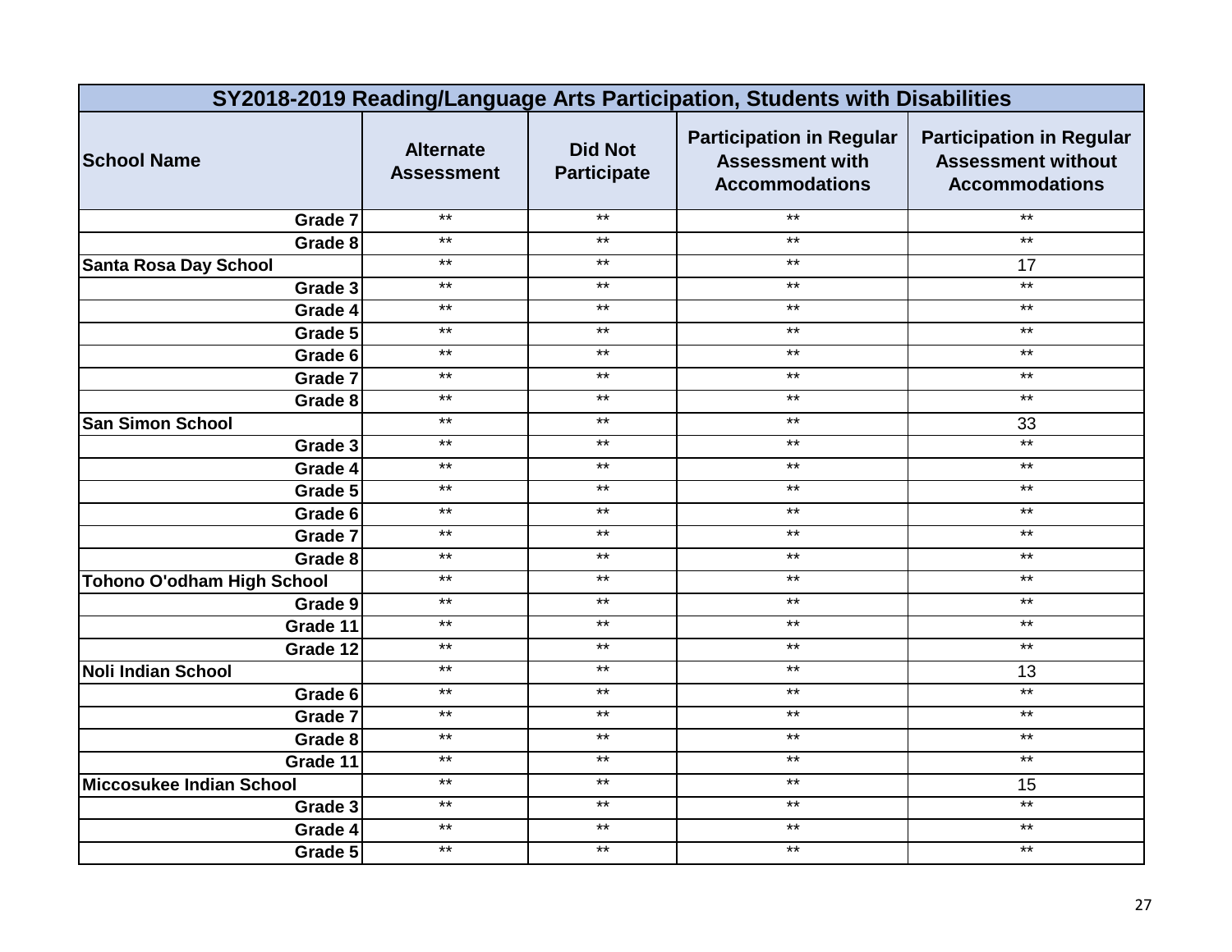| SY2018-2019 Reading/Language Arts Participation, Students with Disabilities | | | | |
|---|---|---|---|---|
| **School Name** | **Alternate Assessment** | **Did Not Participate** | **Participation in Regular Assessment with Accommodations** | **Participation in Regular Assessment without Accommodations** |
| Grade 7 | ** | ** | ** | ** |
| Grade 8 | ** | ** | ** | ** |
| **Santa Rosa Day School** | ** | ** | ** | 17 |
| Grade 3 | ** | ** | ** | ** |
| Grade 4 | ** | ** | ** | ** |
| Grade 5 | ** | ** | ** | ** |
| Grade 6 | ** | ** | ** | ** |
| Grade 7 | ** | ** | ** | ** |
| Grade 8 | ** | ** | ** | ** |
| **San Simon School** | ** | ** | ** | 33 |
| Grade 3 | ** | ** | ** | ** |
| Grade 4 | ** | ** | ** | ** |
| Grade 5 | ** | ** | ** | ** |
| Grade 6 | ** | ** | ** | ** |
| Grade 7 | ** | ** | ** | ** |
| Grade 8 | ** | ** | ** | ** |
| **Tohono O'odham High School** | ** | ** | ** | ** |
| Grade 9 | ** | ** | ** | ** |
| Grade 11 | ** | ** | ** | ** |
| Grade 12 | ** | ** | ** | ** |
| **Noli Indian School** | ** | ** | ** | 13 |
| Grade 6 | ** | ** | ** | ** |
| Grade 7 | ** | ** | ** | ** |
| Grade 8 | ** | ** | ** | ** |
| Grade 11 | ** | ** | ** | ** |
| **Miccosukee Indian School** | ** | ** | ** | 15 |
| Grade 3 | ** | ** | ** | ** |
| Grade 4 | ** | ** | ** | ** |
| Grade 5 | ** | ** | ** | ** |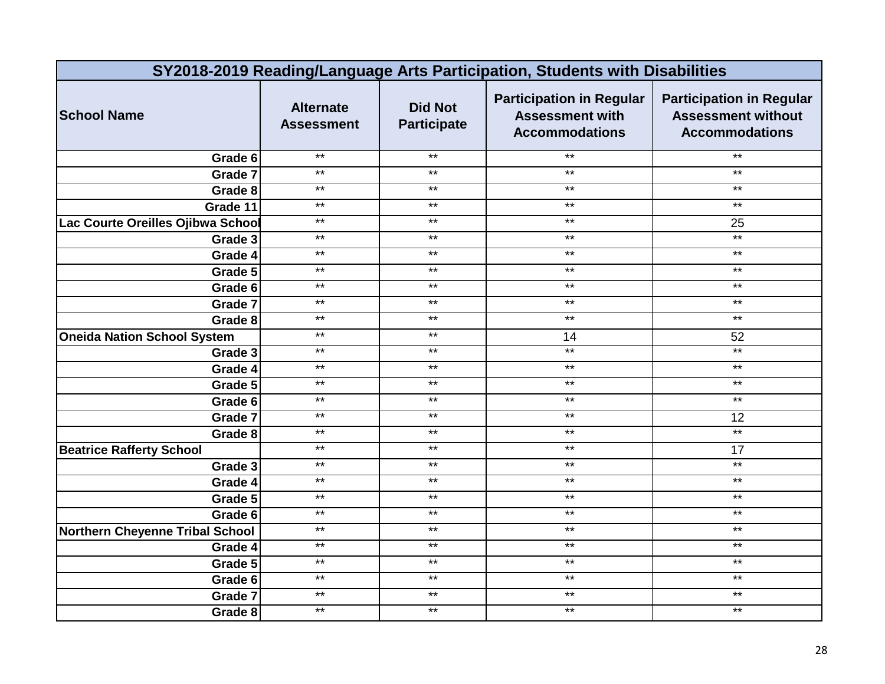| SY2018-2019 Reading/Language Arts Participation, Students with Disabilities | | | | |
|---|---|---|---|---|
| **School Name** | **Alternate Assessment** | **Did Not Participate** | **Participation in Regular Assessment with Accommodations** | **Participation in Regular Assessment without Accommodations** |
| Grade 6 | ** | ** | ** | ** |
| Grade 7 | ** | ** | ** | ** |
| Grade 8 | ** | ** | ** | ** |
| Grade 11 | ** | ** | ** | ** |
| **Lac Courte Oreilles Ojibwa School** | ** | ** | ** | 25 |
| Grade 3 | ** | ** | ** | ** |
| Grade 4 | ** | ** | ** | ** |
| Grade 5 | ** | ** | ** | ** |
| Grade 6 | ** | ** | ** | ** |
| Grade 7 | ** | ** | ** | ** |
| Grade 8 | ** | ** | ** | ** |
| **Oneida Nation School System** | ** | ** | 14 | 52 |
| Grade 3 | ** | ** | ** | ** |
| Grade 4 | ** | ** | ** | ** |
| Grade 5 | ** | ** | ** | ** |
| Grade 6 | ** | ** | ** | ** |
| Grade 7 | ** | ** | ** | 12 |
| Grade 8 | ** | ** | ** | ** |
| **Beatrice Rafferty School** | ** | ** | ** | 17 |
| Grade 3 | ** | ** | ** | ** |
| Grade 4 | ** | ** | ** | ** |
| Grade 5 | ** | ** | ** | ** |
| Grade 6 | ** | ** | ** | ** |
| **Northern Cheyenne Tribal School** | ** | ** | ** | ** |
| Grade 4 | ** | ** | ** | ** |
| Grade 5 | ** | ** | ** | ** |
| Grade 6 | ** | ** | ** | ** |
| Grade 7 | ** | ** | ** | ** |
| Grade 8 | ** | ** | ** | ** |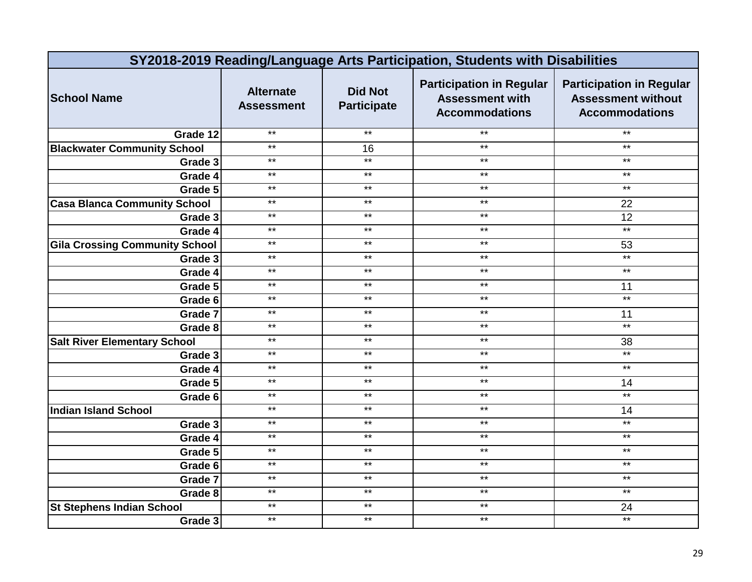| SY2018-2019 Reading/Language Arts Participation, Students with Disabilities | | | | |
|---|---|---|---|---|
| School Name | Alternate Assessment | Did Not Participate | Participation in Regular Assessment with Accommodations | Participation in Regular Assessment without Accommodations |
| Grade 12 | ** | ** | ** | ** |
| **Blackwater Community School** | ** | 16 | ** | ** |
| Grade 3 | ** | ** | ** | ** |
| Grade 4 | ** | ** | ** | ** |
| Grade 5 | ** | ** | ** | ** |
| **Casa Blanca Community School** | ** | ** | ** | 22 |
| Grade 3 | ** | ** | ** | 12 |
| Grade 4 | ** | ** | ** | ** |
| **Gila Crossing Community School** | ** | ** | ** | 53 |
| Grade 3 | ** | ** | ** | ** |
| Grade 4 | ** | ** | ** | ** |
| Grade 5 | ** | ** | ** | 11 |
| Grade 6 | ** | ** | ** | ** |
| Grade 7 | ** | ** | ** | 11 |
| Grade 8 | ** | ** | ** | ** |
| **Salt River Elementary School** | ** | ** | ** | 38 |
| Grade 3 | ** | ** | ** | ** |
| Grade 4 | ** | ** | ** | ** |
| Grade 5 | ** | ** | ** | 14 |
| Grade 6 | ** | ** | ** | ** |
| **Indian Island School** | ** | ** | ** | 14 |
| Grade 3 | ** | ** | ** | ** |
| Grade 4 | ** | ** | ** | ** |
| Grade 5 | ** | ** | ** | ** |
| Grade 6 | ** | ** | ** | ** |
| Grade 7 | ** | ** | ** | ** |
| Grade 8 | ** | ** | ** | ** |
| **St Stephens Indian School** | ** | ** | ** | 24 |
| Grade 3 | ** | ** | ** | ** |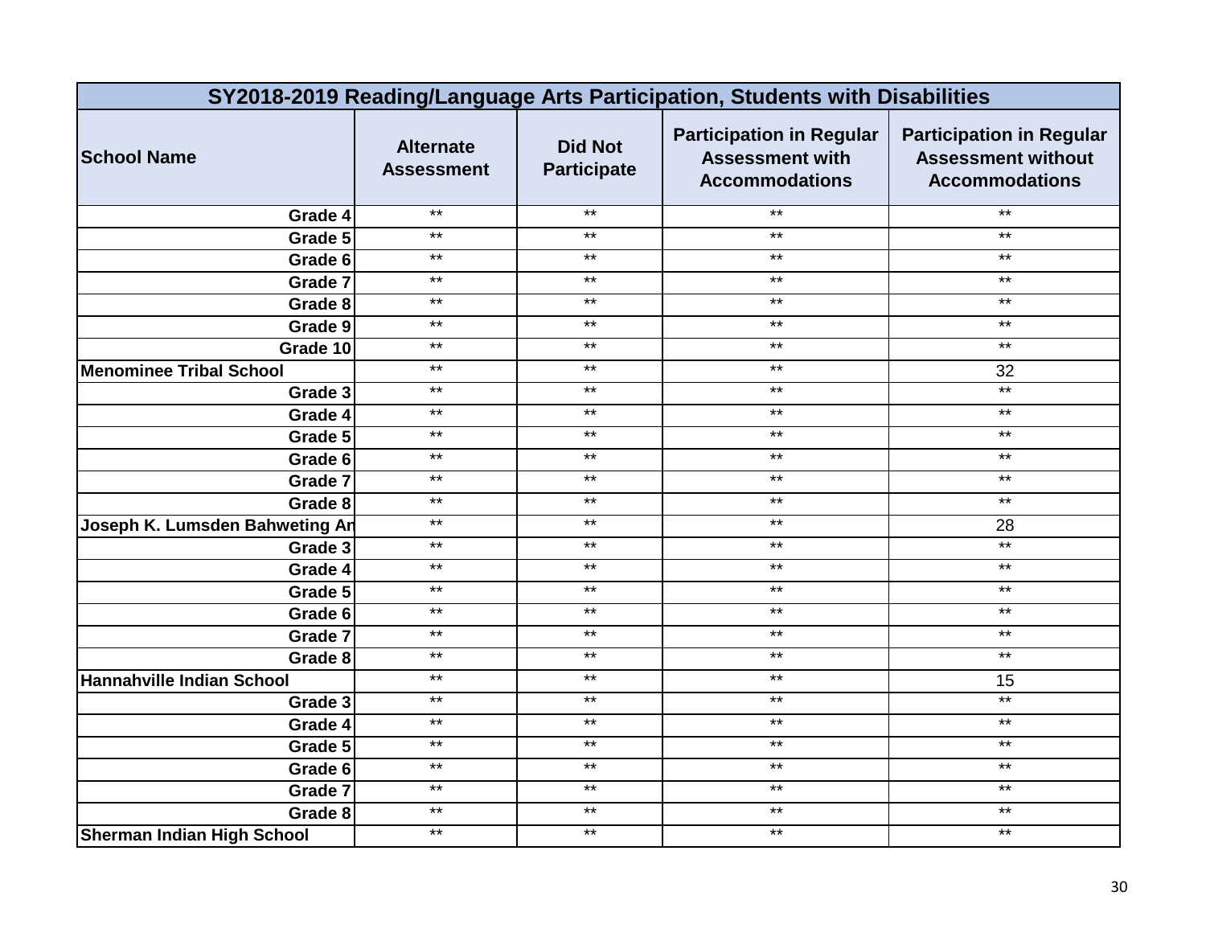| SY2018-2019 Reading/Language Arts Participation, Students with Disabilities | | | | |
|---|---|---|---|---|
| School Name | Alternate Assessment | Did Not Participate | Participation in Regular Assessment with Accommodations | Participation in Regular Assessment without Accommodations |
| Grade 4 | ** | ** | ** | ** |
| Grade 5 | ** | ** | ** | ** |
| Grade 6 | ** | ** | ** | ** |
| Grade 7 | ** | ** | ** | ** |
| Grade 8 | ** | ** | ** | ** |
| Grade 9 | ** | ** | ** | ** |
| Grade 10 | ** | ** | ** | ** |
| **Menominee Tribal School** | ** | ** | ** | 32 |
| Grade 3 | ** | ** | ** | ** |
| Grade 4 | ** | ** | ** | ** |
| Grade 5 | ** | ** | ** | ** |
| Grade 6 | ** | ** | ** | ** |
| Grade 7 | ** | ** | ** | ** |
| Grade 8 | ** | ** | ** | ** |
| **Joseph K. Lumsden Bahweting An** | ** | ** | ** | 28 |
| Grade 3 | ** | ** | ** | ** |
| Grade 4 | ** | ** | ** | ** |
| Grade 5 | ** | ** | ** | ** |
| Grade 6 | ** | ** | ** | ** |
| Grade 7 | ** | ** | ** | ** |
| Grade 8 | ** | ** | ** | ** |
| **Hannahville Indian School** | ** | ** | ** | 15 |
| Grade 3 | ** | ** | ** | ** |
| Grade 4 | ** | ** | ** | ** |
| Grade 5 | ** | ** | ** | ** |
| Grade 6 | ** | ** | ** | ** |
| Grade 7 | ** | ** | ** | ** |
| Grade 8 | ** | ** | ** | ** |
| **Sherman Indian High School** | ** | ** | ** | ** |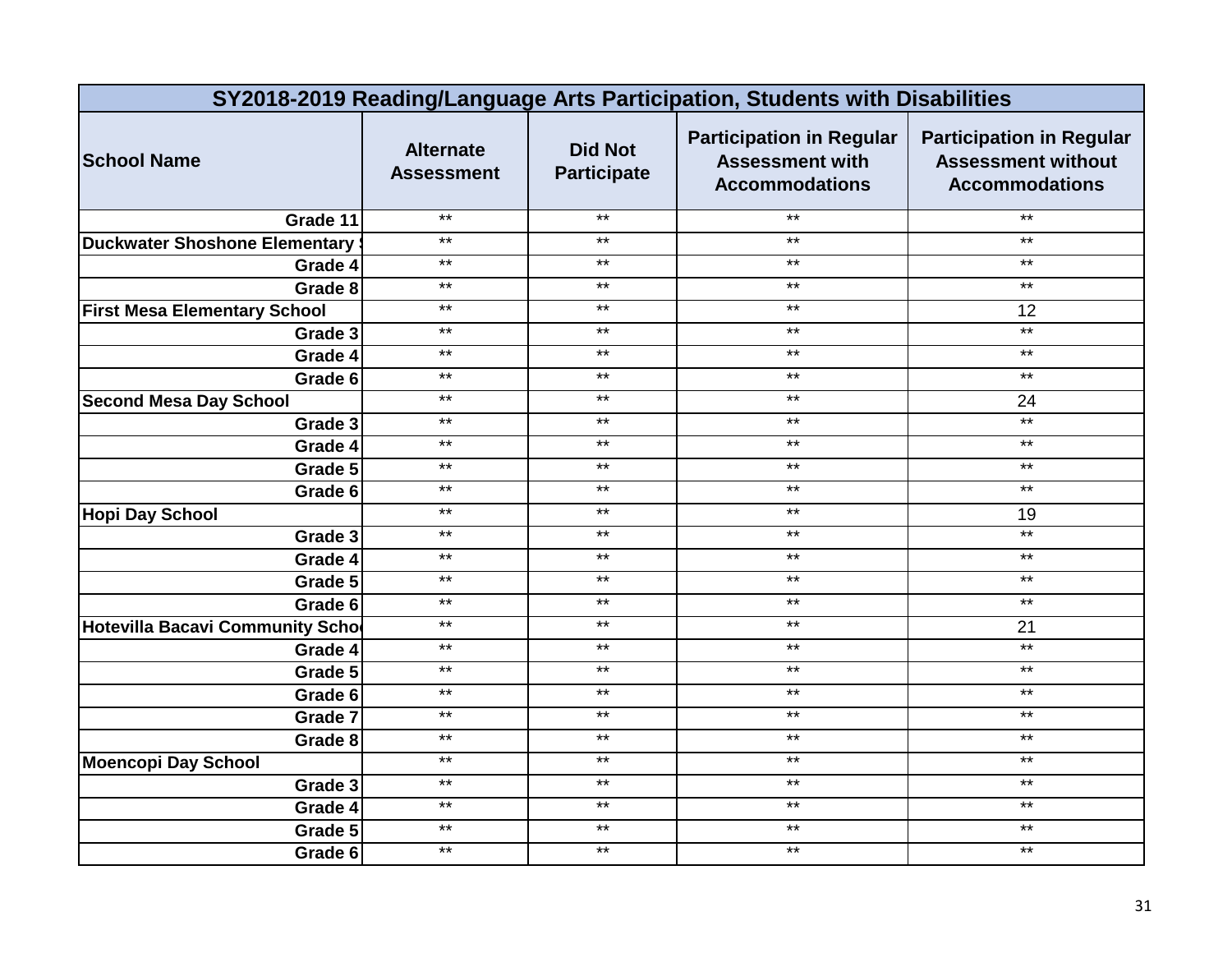| SY2018-2019 Reading/Language Arts Participation, Students with Disabilities | | | | |
|---|---|---|---|---|
| School Name | Alternate Assessment | Did Not Participate | Participation in Regular Assessment with Accommodations | Participation in Regular Assessment without Accommodations |
| Grade 11 | ** | ** | ** | ** |
| Duckwater Shoshone Elementary S | ** | ** | ** | ** |
| Grade 4 | ** | ** | ** | ** |
| Grade 8 | ** | ** | ** | ** |
| First Mesa Elementary School | ** | ** | ** | 12 |
| Grade 3 | ** | ** | ** | ** |
| Grade 4 | ** | ** | ** | ** |
| Grade 6 | ** | ** | ** | ** |
| Second Mesa Day School | ** | ** | ** | 24 |
| Grade 3 | ** | ** | ** | ** |
| Grade 4 | ** | ** | ** | ** |
| Grade 5 | ** | ** | ** | ** |
| Grade 6 | ** | ** | ** | ** |
| Hopi Day School | ** | ** | ** | 19 |
| Grade 3 | ** | ** | ** | ** |
| Grade 4 | ** | ** | ** | ** |
| Grade 5 | ** | ** | ** | ** |
| Grade 6 | ** | ** | ** | ** |
| Hotevilla Bacavi Community Scho | ** | ** | ** | 21 |
| Grade 4 | ** | ** | ** | ** |
| Grade 5 | ** | ** | ** | ** |
| Grade 6 | ** | ** | ** | ** |
| Grade 7 | ** | ** | ** | ** |
| Grade 8 | ** | ** | ** | ** |
| Moencopi Day School | ** | ** | ** | ** |
| Grade 3 | ** | ** | ** | ** |
| Grade 4 | ** | ** | ** | ** |
| Grade 5 | ** | ** | ** | ** |
| Grade 6 | ** | ** | ** | ** |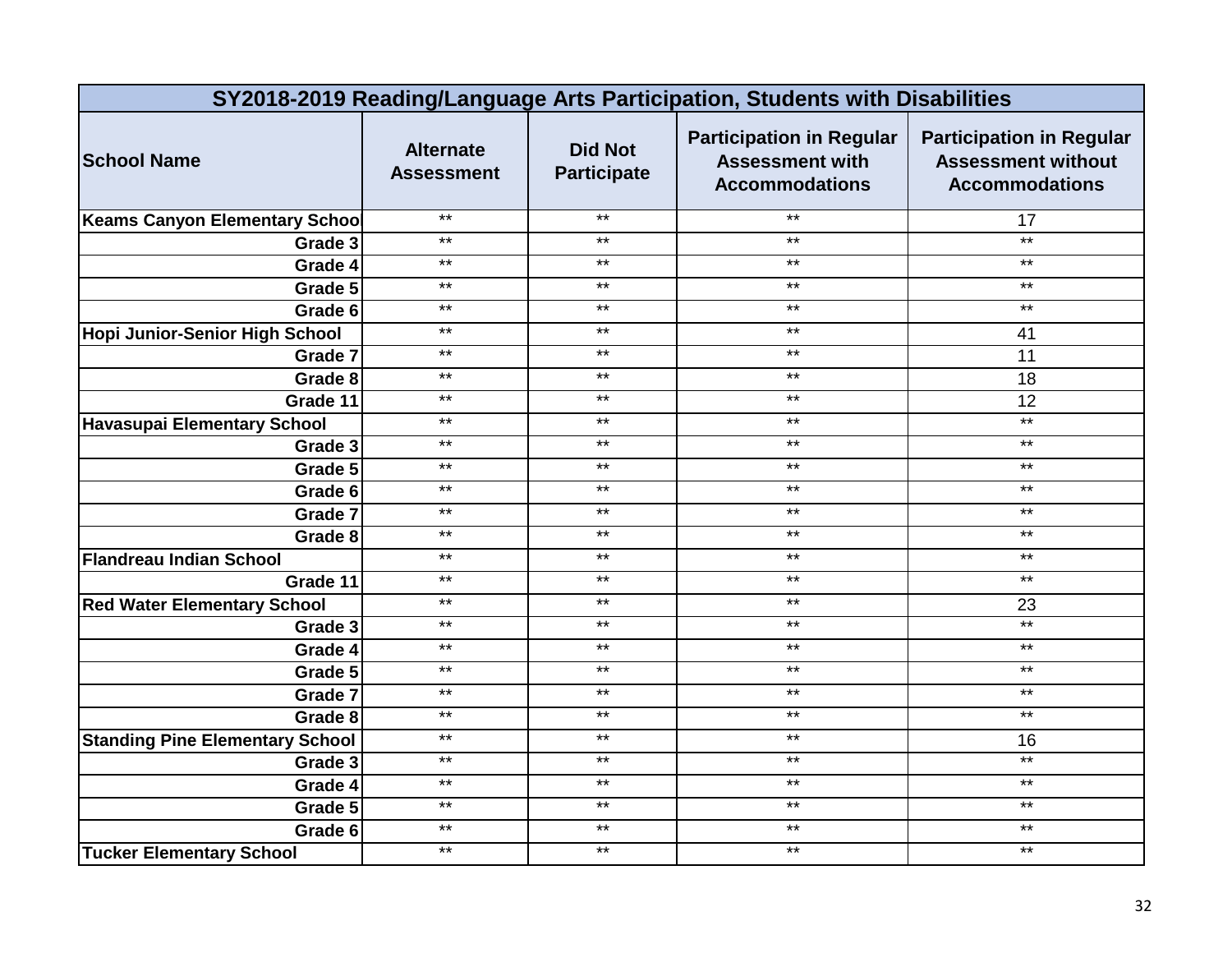| SY2018-2019 Reading/Language Arts Participation, Students with Disabilities | | | | |
|---|---|---|---|---|
| **School Name** | **Alternate Assessment** | **Did Not Participate** | **Participation in Regular Assessment with Accommodations** | **Participation in Regular Assessment without Accommodations** |
| **Keams Canyon Elementary School** | ** | ** | ** | 17 |
| Grade 3 | ** | ** | ** | ** |
| Grade 4 | ** | ** | ** | ** |
| Grade 5 | ** | ** | ** | ** |
| Grade 6 | ** | ** | ** | ** |
| **Hopi Junior-Senior High School** | ** | ** | ** | 41 |
| Grade 7 | ** | ** | ** | 11 |
| Grade 8 | ** | ** | ** | 18 |
| Grade 11 | ** | ** | ** | 12 |
| **Havasupai Elementary School** | ** | ** | ** | ** |
| Grade 3 | ** | ** | ** | ** |
| Grade 5 | ** | ** | ** | ** |
| Grade 6 | ** | ** | ** | ** |
| Grade 7 | ** | ** | ** | ** |
| Grade 8 | ** | ** | ** | ** |
| **Flandreau Indian School** | ** | ** | ** | ** |
| Grade 11 | ** | ** | ** | ** |
| **Red Water Elementary School** | ** | ** | ** | 23 |
| Grade 3 | ** | ** | ** | ** |
| Grade 4 | ** | ** | ** | ** |
| Grade 5 | ** | ** | ** | ** |
| Grade 7 | ** | ** | ** | ** |
| Grade 8 | ** | ** | ** | ** |
| **Standing Pine Elementary School** | ** | ** | ** | 16 |
| Grade 3 | ** | ** | ** | ** |
| Grade 4 | ** | ** | ** | ** |
| Grade 5 | ** | ** | ** | ** |
| Grade 6 | ** | ** | ** | ** |
| **Tucker Elementary School** | ** | ** | ** | ** |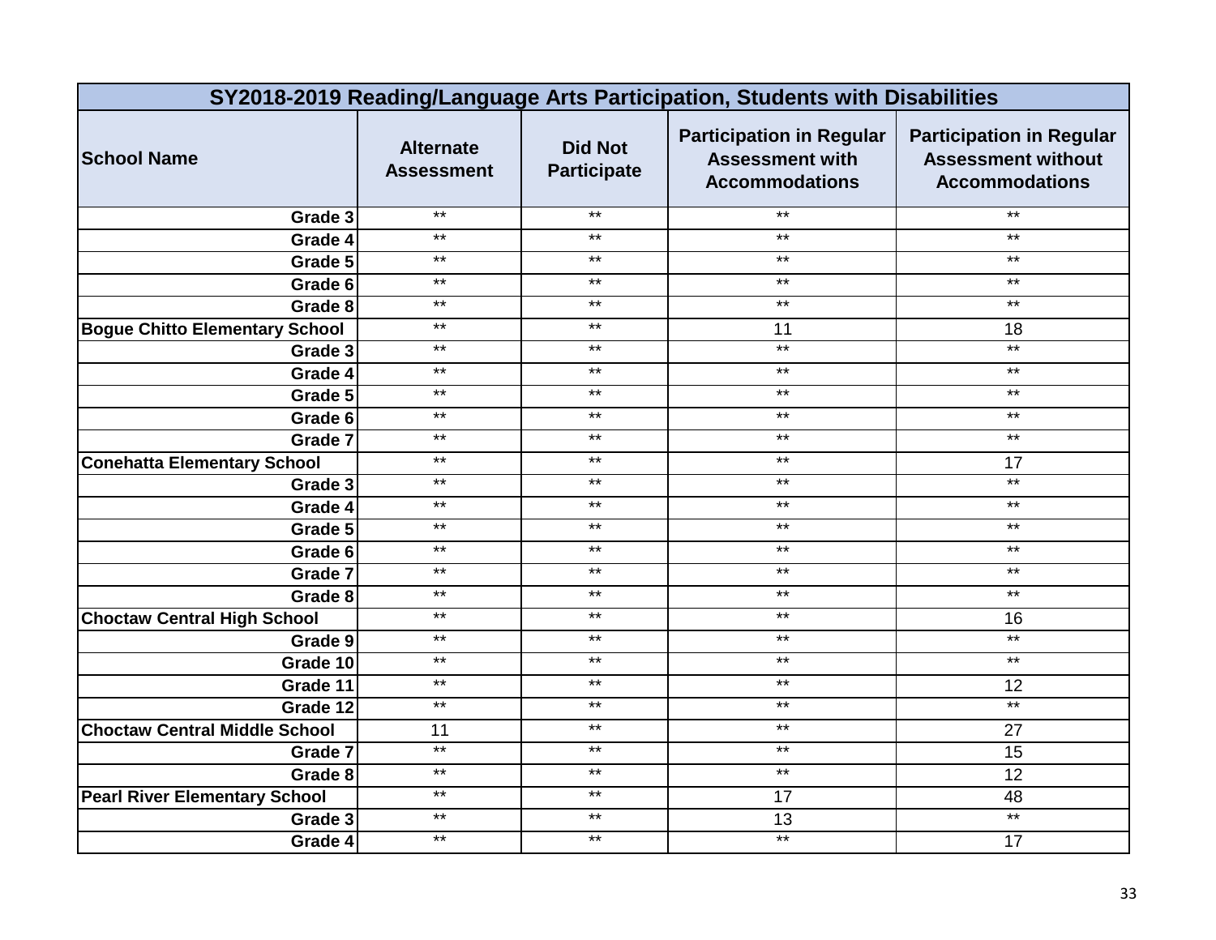| SY2018-2019 Reading/Language Arts Participation, Students with Disabilities | | | | |
|---|---|---|---|---|
| **School Name** | **Alternate Assessment** | **Did Not Participate** | **Participation in Regular Assessment with Accommodations** | **Participation in Regular Assessment without Accommodations** |
| Grade 3 | ** | ** | ** | ** |
| Grade 4 | ** | ** | ** | ** |
| Grade 5 | ** | ** | ** | ** |
| Grade 6 | ** | ** | ** | ** |
| Grade 8 | ** | ** | ** | ** |
| **Bogue Chitto Elementary School** | ** | ** | 11 | 18 |
| Grade 3 | ** | ** | ** | ** |
| Grade 4 | ** | ** | ** | ** |
| Grade 5 | ** | ** | ** | ** |
| Grade 6 | ** | ** | ** | ** |
| Grade 7 | ** | ** | ** | ** |
| **Conehatta Elementary School** | ** | ** | ** | 17 |
| Grade 3 | ** | ** | ** | ** |
| Grade 4 | ** | ** | ** | ** |
| Grade 5 | ** | ** | ** | ** |
| Grade 6 | ** | ** | ** | ** |
| Grade 7 | ** | ** | ** | ** |
| Grade 8 | ** | ** | ** | ** |
| **Choctaw Central High School** | ** | ** | ** | 16 |
| Grade 9 | ** | ** | ** | ** |
| Grade 10 | ** | ** | ** | ** |
| Grade 11 | ** | ** | ** | 12 |
| Grade 12 | ** | ** | ** | ** |
| **Choctaw Central Middle School** | 11 | ** | ** | 27 |
| Grade 7 | ** | ** | ** | 15 |
| Grade 8 | ** | ** | ** | 12 |
| **Pearl River Elementary School** | ** | ** | 17 | 48 |
| Grade 3 | ** | ** | 13 | ** |
| Grade 4 | ** | ** | ** | 17 |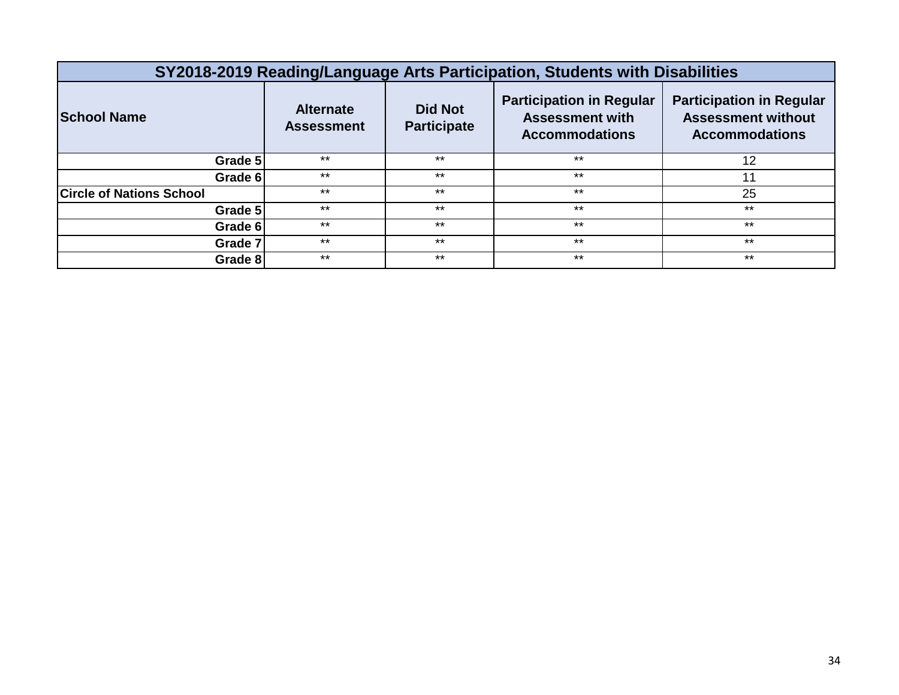| SY2018-2019 Reading/Language Arts Participation, Students with Disabilities | | | | |
|---|---|---|---|---|
| **School Name** | **Alternate Assessment** | **Did Not Participate** | **Participation in Regular Assessment with Accommodations** | **Participation in Regular Assessment without Accommodations** |
| Grade 5 | ** | ** | ** | 12 |
| Grade 6 | ** | ** | ** | 11 |
| **Circle of Nations School** | ** | ** | ** | 25 |
| Grade 5 | ** | ** | ** | ** |
| Grade 6 | ** | ** | ** | ** |
| Grade 7 | ** | ** | ** | ** |
| Grade 8 | ** | ** | ** | ** |